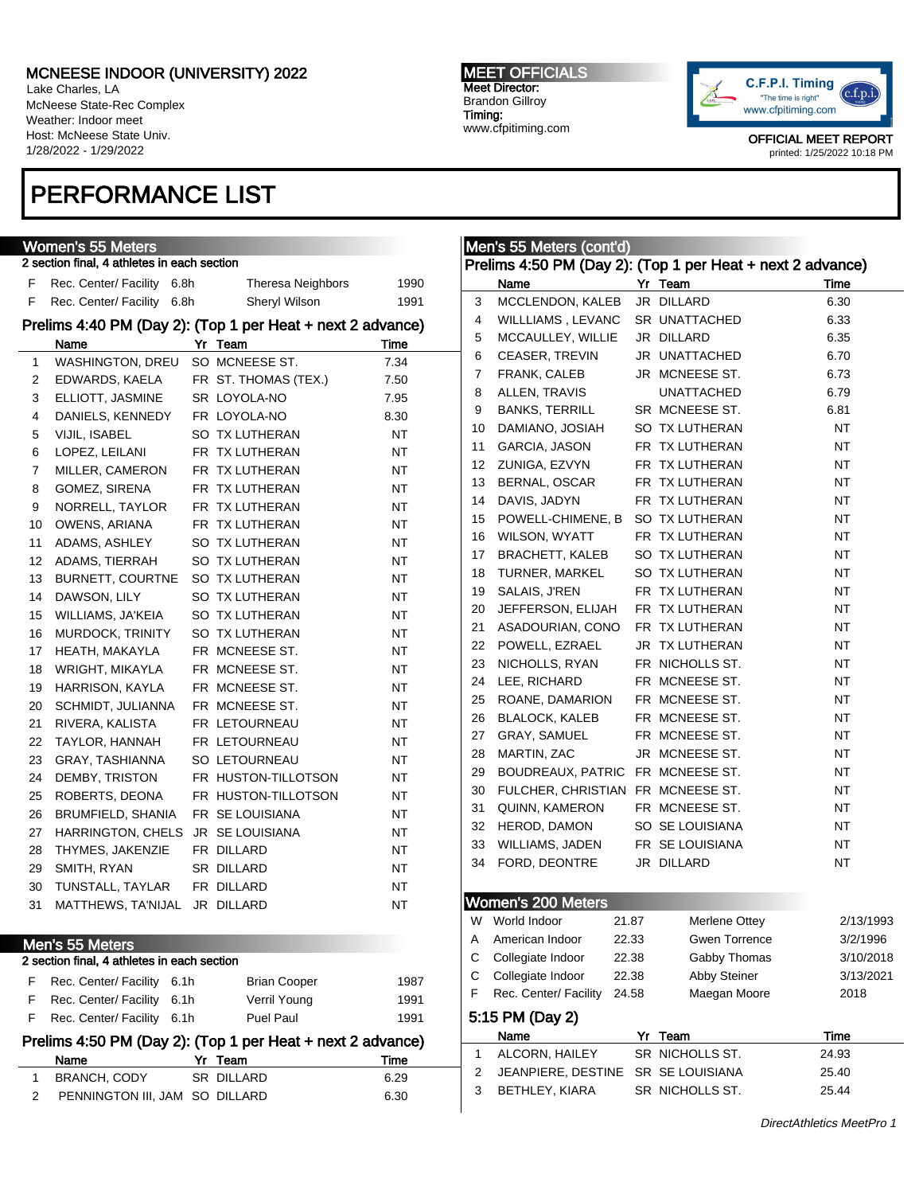# MCNEESE INDOOR (UNIVERSITY) 2022

Lake Charles, LA
McNeese State-Rec Complex
Weather: Indoor meet
Host: McNeese State Univ.
1/28/2022 - 1/29/2022

**MEET OFFICIALS**
Meet Director:
Brandon Gillroy
Timing:
www.cfpitiming.com

C.F.P.I. Timing "The time is right" www.cfpitiming.com

OFFICIAL MEET REPORT
printed: 1/25/2022 10:18 PM

# PERFORMANCE LIST

## Women's 55 Meters

2 section final, 4 athletes in each section

| | | | | |
|---|---|---|---|---|
| F | Rec. Center/ Facility | 6.8h | Theresa Neighbors | 1990 |
| F | Rec. Center/ Facility | 6.8h | Sheryl Wilson | 1991 |

### Prelims 4:40 PM (Day 2): (Top 1 per Heat + next 2 advance)

| | Name | Yr | Team | Time |
|---|---|---|---|---|
| 1 | WASHINGTON, DREU | SO | MCNEESE ST. | 7.34 |
| 2 | EDWARDS, KAELA | FR | ST. THOMAS (TEX.) | 7.50 |
| 3 | ELLIOTT, JASMINE | SR | LOYOLA-NO | 7.95 |
| 4 | DANIELS, KENNEDY | FR | LOYOLA-NO | 8.30 |
| 5 | VIJIL, ISABEL | SO | TX LUTHERAN | NT |
| 6 | LOPEZ, LEILANI | FR | TX LUTHERAN | NT |
| 7 | MILLER, CAMERON | FR | TX LUTHERAN | NT |
| 8 | GOMEZ, SIRENA | FR | TX LUTHERAN | NT |
| 9 | NORRELL, TAYLOR | FR | TX LUTHERAN | NT |
| 10 | OWENS, ARIANA | FR | TX LUTHERAN | NT |
| 11 | ADAMS, ASHLEY | SO | TX LUTHERAN | NT |
| 12 | ADAMS, TIERRAH | SO | TX LUTHERAN | NT |
| 13 | BURNETT, COURTNE | SO | TX LUTHERAN | NT |
| 14 | DAWSON, LILY | SO | TX LUTHERAN | NT |
| 15 | WILLIAMS, JA'KEIA | SO | TX LUTHERAN | NT |
| 16 | MURDOCK, TRINITY | SO | TX LUTHERAN | NT |
| 17 | HEATH, MAKAYLA | FR | MCNEESE ST. | NT |
| 18 | WRIGHT, MIKAYLA | FR | MCNEESE ST. | NT |
| 19 | HARRISON, KAYLA | FR | MCNEESE ST. | NT |
| 20 | SCHMIDT, JULIANNA | FR | MCNEESE ST. | NT |
| 21 | RIVERA, KALISTA | FR | LETOURNEAU | NT |
| 22 | TAYLOR, HANNAH | FR | LETOURNEAU | NT |
| 23 | GRAY, TASHIANNA | SO | LETOURNEAU | NT |
| 24 | DEMBY, TRISTON | FR | HUSTON-TILLOTSON | NT |
| 25 | ROBERTS, DEONA | FR | HUSTON-TILLOTSON | NT |
| 26 | BRUMFIELD, SHANIA | FR | SE LOUISIANA | NT |
| 27 | HARRINGTON, CHELS | JR | SE LOUISIANA | NT |
| 28 | THYMES, JAKENZIE | FR | DILLARD | NT |
| 29 | SMITH, RYAN | SR | DILLARD | NT |
| 30 | TUNSTALL, TAYLAR | FR | DILLARD | NT |
| 31 | MATTHEWS, TA'NIJAL | JR | DILLARD | NT |

## Men's 55 Meters

2 section final, 4 athletes in each section

| | | | | |
|---|---|---|---|---|
| F | Rec. Center/ Facility | 6.1h | Brian Cooper | 1987 |
| F | Rec. Center/ Facility | 6.1h | Verril Young | 1991 |
| F | Rec. Center/ Facility | 6.1h | Puel Paul | 1991 |

### Prelims 4:50 PM (Day 2): (Top 1 per Heat + next 2 advance)

| | Name | Yr | Team | Time |
|---|---|---|---|---|
| 1 | BRANCH, CODY | SR | DILLARD | 6.29 |
| 2 | PENNINGTON III, JAM | SO | DILLARD | 6.30 |
| 3 | MCCLENDON, KALEB | JR | DILLARD | 6.30 |
| 4 | WILLIAMS , LEVANC | SR | UNATTACHED | 6.33 |
| 5 | MCCAULEY, WILLIE | JR | DILLARD | 6.35 |
| 6 | CEASER, TREVIN | JR | UNATTACHED | 6.70 |
| 7 | FRANK, CALEB | JR | MCNEESE ST. | 6.73 |
| 8 | ALLEN, TRAVIS | | UNATTACHED | 6.79 |
| 9 | BANKS, TERRILL | SR | MCNEESE ST. | 6.81 |
| 10 | DAMIANO, JOSIAH | SO | TX LUTHERAN | NT |
| 11 | GARCIA, JASON | FR | TX LUTHERAN | NT |
| 12 | ZUNIGA, EZVYN | FR | TX LUTHERAN | NT |
| 13 | BERNAL, OSCAR | FR | TX LUTHERAN | NT |
| 14 | DAVIS, JADYN | FR | TX LUTHERAN | NT |
| 15 | POWELL-CHIMENE, B | SO | TX LUTHERAN | NT |
| 16 | WILSON, WYATT | FR | TX LUTHERAN | NT |
| 17 | BRACHETT, KALEB | SO | TX LUTHERAN | NT |
| 18 | TURNER, MARKEL | SO | TX LUTHERAN | NT |
| 19 | SALAIS, J'REN | FR | TX LUTHERAN | NT |
| 20 | JEFFERSON, ELIJAH | FR | TX LUTHERAN | NT |
| 21 | ASADOURIAN, CONO | FR | TX LUTHERAN | NT |
| 22 | POWELL, EZRAEL | JR | TX LUTHERAN | NT |
| 23 | NICHOLLS, RYAN | FR | NICHOLLS ST. | NT |
| 24 | LEE, RICHARD | FR | MCNEESE ST. | NT |
| 25 | ROANE, DAMARION | FR | MCNEESE ST. | NT |
| 26 | BLALOCK, KALEB | FR | MCNEESE ST. | NT |
| 27 | GRAY, SAMUEL | FR | MCNEESE ST. | NT |
| 28 | MARTIN, ZAC | JR | MCNEESE ST. | NT |
| 29 | BOUDREAUX, PATRIC | FR | MCNEESE ST. | NT |
| 30 | FULCHER, CHRISTIAN | FR | MCNEESE ST. | NT |
| 31 | QUINN, KAMERON | FR | MCNEESE ST. | NT |
| 32 | HEROD, DAMON | SO | SE LOUISIANA | NT |
| 33 | WILLIAMS, JADEN | FR | SE LOUISIANA | NT |
| 34 | FORD, DEONTRE | JR | DILLARD | NT |

## Women's 200 Meters

| | | | | |
|---|---|---|---|---|
| W | World Indoor | 21.87 | Merlene Ottey | 2/13/1993 |
| A | American Indoor | 22.33 | Gwen Torrence | 3/2/1996 |
| C | Collegiate Indoor | 22.38 | Gabby Thomas | 3/10/2018 |
| C | Collegiate Indoor | 22.38 | Abby Steiner | 3/13/2021 |
| F | Rec. Center/ Facility | 24.58 | Maegan Moore | 2018 |

### 5:15 PM (Day 2)

| | Name | Yr | Team | Time |
|---|---|---|---|---|
| 1 | ALCORN, HAILEY | SR | NICHOLLS ST. | 24.93 |
| 2 | JEANPIERE, DESTINE | SR | SE LOUISIANA | 25.40 |
| 3 | BETHLEY, KIARA | SR | NICHOLLS ST. | 25.44 |

*DirectAthletics MeetPro 1*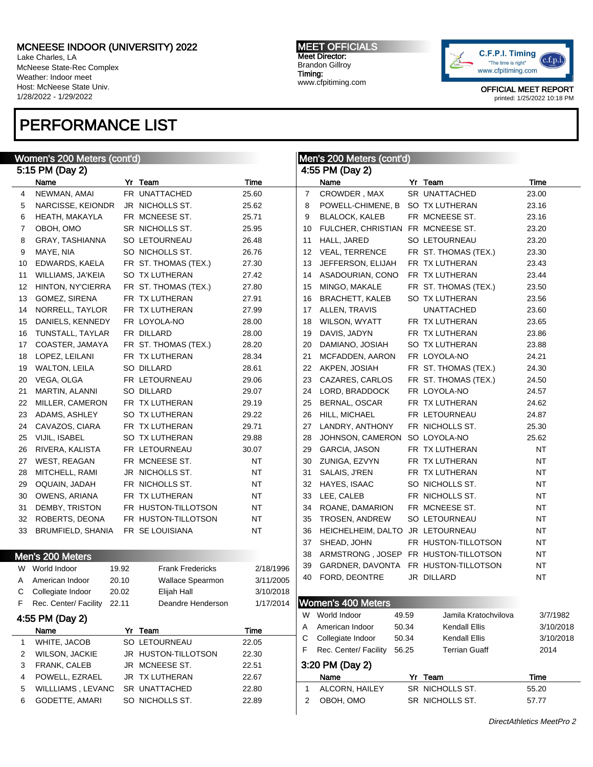# MCNEESE INDOOR (UNIVERSITY) 2022

Lake Charles, LA
McNeese State-Rec Complex
Weather: Indoor meet
Host: McNeese State Univ.
1/28/2022 - 1/29/2022

**MEET OFFICIALS**
Meet Director:
Brandon Gillroy
Timing:
www.cfpitiming.com

OFFICIAL MEET REPORT
printed: 1/25/2022 10:18 PM

# PERFORMANCE LIST

## Women's 200 Meters (cont'd)

### 5:15 PM (Day 2)

| | Name | Yr | Team | Time |
|---|---|---|---|---|
| 4 | NEWMAN, AMAI | FR | UNATTACHED | 25.60 |
| 5 | NARCISSE, KEIONDR | JR | NICHOLLS ST. | 25.62 |
| 6 | HEATH, MAKAYLA | FR | MCNEESE ST. | 25.71 |
| 7 | OBOH, OMO | SR | NICHOLLS ST. | 25.95 |
| 8 | GRAY, TASHIANNA | SO | LETOURNEAU | 26.48 |
| 9 | MAYE, NIA | SO | NICHOLLS ST. | 26.76 |
| 10 | EDWARDS, KAELA | FR | ST. THOMAS (TEX.) | 27.30 |
| 11 | WILLIAMS, JA'KEIA | SO | TX LUTHERAN | 27.42 |
| 12 | HINTON, NY'CIERRA | FR | ST. THOMAS (TEX.) | 27.80 |
| 13 | GOMEZ, SIRENA | FR | TX LUTHERAN | 27.91 |
| 14 | NORRELL, TAYLOR | FR | TX LUTHERAN | 27.99 |
| 15 | DANIELS, KENNEDY | FR | LOYOLA-NO | 28.00 |
| 16 | TUNSTALL, TAYLAR | FR | DILLARD | 28.00 |
| 17 | COASTER, JAMAYA | FR | ST. THOMAS (TEX.) | 28.20 |
| 18 | LOPEZ, LEILANI | FR | TX LUTHERAN | 28.34 |
| 19 | WALTON, LEILA | SO | DILLARD | 28.61 |
| 20 | VEGA, OLGA | FR | LETOURNEAU | 29.06 |
| 21 | MARTIN, ALANNI | SO | DILLARD | 29.07 |
| 22 | MILLER, CAMERON | FR | TX LUTHERAN | 29.19 |
| 23 | ADAMS, ASHLEY | SO | TX LUTHERAN | 29.22 |
| 24 | CAVAZOS, CIARA | FR | TX LUTHERAN | 29.71 |
| 25 | VIJIL, ISABEL | SO | TX LUTHERAN | 29.88 |
| 26 | RIVERA, KALISTA | FR | LETOURNEAU | 30.07 |
| 27 | WEST, REAGAN | FR | MCNEESE ST. | NT |
| 28 | MITCHELL, RAMI | JR | NICHOLLS ST. | NT |
| 29 | OQUAIN, JADAH | FR | NICHOLLS ST. | NT |
| 30 | OWENS, ARIANA | FR | TX LUTHERAN | NT |
| 31 | DEMBY, TRISTON | FR | HUSTON-TILLOTSON | NT |
| 32 | ROBERTS, DEONA | FR | HUSTON-TILLOTSON | NT |
| 33 | BRUMFIELD, SHANIA | FR | SE LOUISIANA | NT |

## Men's 200 Meters

| | Record | Mark | Holder | Date |
|---|---|---|---|---|
| W | World Indoor | 19.92 | Frank Fredericks | 2/18/1996 |
| A | American Indoor | 20.10 | Wallace Spearmon | 3/11/2005 |
| C | Collegiate Indoor | 20.02 | Elijah Hall | 3/10/2018 |
| F | Rec. Center/ Facility | 22.11 | Deandre Henderson | 1/17/2014 |

### 4:55 PM (Day 2)

| | Name | Yr | Team | Time |
|---|---|---|---|---|
| 1 | WHITE, JACOB | SO | LETOURNEAU | 22.05 |
| 2 | WILSON, JACKIE | JR | HUSTON-TILLOTSON | 22.30 |
| 3 | FRANK, CALEB | JR | MCNEESE ST. | 22.51 |
| 4 | POWELL, EZRAEL | JR | TX LUTHERAN | 22.67 |
| 5 | WILLLIAMS , LEVANC | SR | UNATTACHED | 22.80 |
| 6 | GODETTE, AMARI | SO | NICHOLLS ST. | 22.89 |
| 7 | CROWDER , MAX | SR | UNATTACHED | 23.00 |
| 8 | POWELL-CHIMENE, B | SO | TX LUTHERAN | 23.16 |
| 9 | BLALOCK, KALEB | FR | MCNEESE ST. | 23.16 |
| 10 | FULCHER, CHRISTIAN | FR | MCNEESE ST. | 23.20 |
| 11 | HALL, JARED | SO | LETOURNEAU | 23.20 |
| 12 | VEAL, TERRENCE | FR | ST. THOMAS (TEX.) | 23.30 |
| 13 | JEFFERSON, ELIJAH | FR | TX LUTHERAN | 23.43 |
| 14 | ASADOURIAN, CONO | FR | TX LUTHERAN | 23.44 |
| 15 | MINGO, MAKALE | FR | ST. THOMAS (TEX.) | 23.50 |
| 16 | BRACHETT, KALEB | SO | TX LUTHERAN | 23.56 |
| 17 | ALLEN, TRAVIS | | UNATTACHED | 23.60 |
| 18 | WILSON, WYATT | FR | TX LUTHERAN | 23.65 |
| 19 | DAVIS, JADYN | FR | TX LUTHERAN | 23.86 |
| 20 | DAMIANO, JOSIAH | SO | TX LUTHERAN | 23.88 |
| 21 | MCFADDEN, AARON | FR | LOYOLA-NO | 24.21 |
| 22 | AKPEN, JOSIAH | FR | ST. THOMAS (TEX.) | 24.30 |
| 23 | CAZARES, CARLOS | FR | ST. THOMAS (TEX.) | 24.50 |
| 24 | LORD, BRADDOCK | FR | LOYOLA-NO | 24.57 |
| 25 | BERNAL, OSCAR | FR | TX LUTHERAN | 24.62 |
| 26 | HILL, MICHAEL | FR | LETOURNEAU | 24.87 |
| 27 | LANDRY, ANTHONY | FR | NICHOLLS ST. | 25.30 |
| 28 | JOHNSON, CAMERON | SO | LOYOLA-NO | 25.62 |
| 29 | GARCIA, JASON | FR | TX LUTHERAN | NT |
| 30 | ZUNIGA, EZVYN | FR | TX LUTHERAN | NT |
| 31 | SALAIS, J'REN | FR | TX LUTHERAN | NT |
| 32 | HAYES, ISAAC | SO | NICHOLLS ST. | NT |
| 33 | LEE, CALEB | FR | NICHOLLS ST. | NT |
| 34 | ROANE, DAMARION | FR | MCNEESE ST. | NT |
| 35 | TROSEN, ANDREW | SO | LETOURNEAU | NT |
| 36 | HEICHELHEIM, DALTO | JR | LETOURNEAU | NT |
| 37 | SHEAD, JOHN | FR | HUSTON-TILLOTSON | NT |
| 38 | ARMSTRONG , JOSEP | FR | HUSTON-TILLOTSON | NT |
| 39 | GARDNER, DAVONTA | FR | HUSTON-TILLOTSON | NT |
| 40 | FORD, DEONTRE | JR | DILLARD | NT |

## Women's 400 Meters

| | Record | Mark | Holder | Date |
|---|---|---|---|---|
| W | World Indoor | 49.59 | Jamila Kratochvilova | 3/7/1982 |
| A | American Indoor | 50.34 | Kendall Ellis | 3/10/2018 |
| C | Collegiate Indoor | 50.34 | Kendall Ellis | 3/10/2018 |
| F | Rec. Center/ Facility | 56.25 | Terrian Guaff | 2014 |

### 3:20 PM (Day 2)

| | Name | Yr | Team | Time |
|---|---|---|---|---|
| 1 | ALCORN, HAILEY | SR | NICHOLLS ST. | 55.20 |
| 2 | OBOH, OMO | SR | NICHOLLS ST. | 57.77 |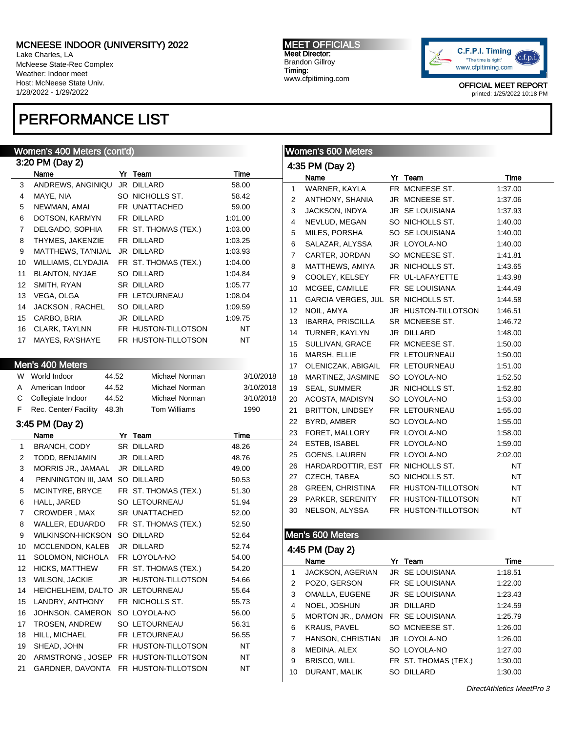# MCNEESE INDOOR (UNIVERSITY) 2022

Lake Charles, LA
McNeese State-Rec Complex
Weather: Indoor meet
Host: McNeese State Univ.
1/28/2022 - 1/29/2022

**MEET OFFICIALS**
Meet Director:
Brandon Gillroy
Timing:
www.cfpitiming.com

OFFICIAL MEET REPORT
printed: 1/25/2022 10:18 PM

# PERFORMANCE LIST

## Women's 400 Meters (cont'd)

### 3:20 PM (Day 2)

| | Name | Yr | Team | Time |
|---|---|---|---|---|
| 3 | ANDREWS, ANGINIQU | JR | DILLARD | 58.00 |
| 4 | MAYE, NIA | SO | NICHOLLS ST. | 58.42 |
| 5 | NEWMAN, AMAI | FR | UNATTACHED | 59.00 |
| 6 | DOTSON, KARMYN | FR | DILLARD | 1:01.00 |
| 7 | DELGADO, SOPHIA | FR | ST. THOMAS (TEX.) | 1:03.00 |
| 8 | THYMES, JAKENZIE | FR | DILLARD | 1:03.25 |
| 9 | MATTHEWS, TA'NIJAL | JR | DILLARD | 1:03.93 |
| 10 | WILLIAMS, CLYDAJIA | FR | ST. THOMAS (TEX.) | 1:04.00 |
| 11 | BLANTON, NYJAE | SO | DILLARD | 1:04.84 |
| 12 | SMITH, RYAN | SR | DILLARD | 1:05.77 |
| 13 | VEGA, OLGA | FR | LETOURNEAU | 1:08.04 |
| 14 | JACKSON , RACHEL | SO | DILLARD | 1:09.59 |
| 15 | CARBO, BRIA | JR | DILLARD | 1:09.75 |
| 16 | CLARK, TAYLNN | FR | HUSTON-TILLOTSON | NT |
| 17 | MAYES, RA'SHAYE | FR | HUSTON-TILLOTSON | NT |

## Men's 400 Meters

| | | | | |
|---|---|---|---|---|
| W | World Indoor | 44.52 | Michael Norman | 3/10/2018 |
| A | American Indoor | 44.52 | Michael Norman | 3/10/2018 |
| C | Collegiate Indoor | 44.52 | Michael Norman | 3/10/2018 |
| F | Rec. Center/ Facility | 48.3h | Tom Williams | 1990 |

### 3:45 PM (Day 2)

| | Name | Yr | Team | Time |
|---|---|---|---|---|
| 1 | BRANCH, CODY | SR | DILLARD | 48.26 |
| 2 | TODD, BENJAMIN | JR | DILLARD | 48.76 |
| 3 | MORRIS JR., JAMAAL | JR | DILLARD | 49.00 |
| 4 | PENNINGTON III, JAM | SO | DILLARD | 50.53 |
| 5 | MCINTYRE, BRYCE | FR | ST. THOMAS (TEX.) | 51.30 |
| 6 | HALL, JARED | SO | LETOURNEAU | 51.94 |
| 7 | CROWDER , MAX | SR | UNATTACHED | 52.00 |
| 8 | WALLER, EDUARDO | FR | ST. THOMAS (TEX.) | 52.50 |
| 9 | WILKINSON-HICKSON | SO | DILLARD | 52.64 |
| 10 | MCCLENDON, KALEB | JR | DILLARD | 52.74 |
| 11 | SOLOMON, NICHOLA | FR | LOYOLA-NO | 54.00 |
| 12 | HICKS, MATTHEW | FR | ST. THOMAS (TEX.) | 54.20 |
| 13 | WILSON, JACKIE | JR | HUSTON-TILLOTSON | 54.66 |
| 14 | HEICHELHEIM, DALTO | JR | LETOURNEAU | 55.64 |
| 15 | LANDRY, ANTHONY | FR | NICHOLLS ST. | 55.73 |
| 16 | JOHNSON, CAMERON | SO | LOYOLA-NO | 56.00 |
| 17 | TROSEN, ANDREW | SO | LETOURNEAU | 56.31 |
| 18 | HILL, MICHAEL | FR | LETOURNEAU | 56.55 |
| 19 | SHEAD, JOHN | FR | HUSTON-TILLOTSON | NT |
| 20 | ARMSTRONG , JOSEP | FR | HUSTON-TILLOTSON | NT |
| 21 | GARDNER, DAVONTA | FR | HUSTON-TILLOTSON | NT |

## Women's 600 Meters

### 4:35 PM (Day 2)

| | Name | Yr | Team | Time |
|---|---|---|---|---|
| 1 | WARNER, KAYLA | FR | MCNEESE ST. | 1:37.00 |
| 2 | ANTHONY, SHANIA | JR | MCNEESE ST. | 1:37.06 |
| 3 | JACKSON, INDYA | JR | SE LOUISIANA | 1:37.93 |
| 4 | NEVLUD, MEGAN | SO | NICHOLLS ST. | 1:40.00 |
| 5 | MILES, PORSHA | SO | SE LOUISIANA | 1:40.00 |
| 6 | SALAZAR, ALYSSA | JR | LOYOLA-NO | 1:40.00 |
| 7 | CARTER, JORDAN | SO | MCNEESE ST. | 1:41.81 |
| 8 | MATTHEWS, AMIYA | JR | NICHOLLS ST. | 1:43.65 |
| 9 | COOLEY, KELSEY | FR | UL-LAFAYETTE | 1:43.98 |
| 10 | MCGEE, CAMILLE | FR | SE LOUISIANA | 1:44.49 |
| 11 | GARCIA VERGES, JUL | SR | NICHOLLS ST. | 1:44.58 |
| 12 | NOIL, AMYA | JR | HUSTON-TILLOTSON | 1:46.51 |
| 13 | IBARRA, PRISCILLA | SR | MCNEESE ST. | 1:46.72 |
| 14 | TURNER, KAYLYN | JR | DILLARD | 1:48.00 |
| 15 | SULLIVAN, GRACE | FR | MCNEESE ST. | 1:50.00 |
| 16 | MARSH, ELLIE | FR | LETOURNEAU | 1:50.00 |
| 17 | OLENICZAK, ABIGAIL | FR | LETOURNEAU | 1:51.00 |
| 18 | MARTINEZ, JASMINE | SO | LOYOLA-NO | 1:52.50 |
| 19 | SEAL, SUMMER | JR | NICHOLLS ST. | 1:52.80 |
| 20 | ACOSTA, MADISYN | SO | LOYOLA-NO | 1:53.00 |
| 21 | BRITTON, LINDSEY | FR | LETOURNEAU | 1:55.00 |
| 22 | BYRD, AMBER | SO | LOYOLA-NO | 1:55.00 |
| 23 | FORET, MALLORY | FR | LOYOLA-NO | 1:58.00 |
| 24 | ESTEB, ISABEL | FR | LOYOLA-NO | 1:59.00 |
| 25 | GOENS, LAUREN | FR | LOYOLA-NO | 2:02.00 |
| 26 | HARDARDOTTIR, EST | FR | NICHOLLS ST. | NT |
| 27 | CZECH, TABEA | SO | NICHOLLS ST. | NT |
| 28 | GREEN, CHRISTINA | FR | HUSTON-TILLOTSON | NT |
| 29 | PARKER, SERENITY | FR | HUSTON-TILLOTSON | NT |
| 30 | NELSON, ALYSSA | FR | HUSTON-TILLOTSON | NT |

## Men's 600 Meters

### 4:45 PM (Day 2)

| | Name | Yr | Team | Time |
|---|---|---|---|---|
| 1 | JACKSON, AGERIAN | JR | SE LOUISIANA | 1:18.51 |
| 2 | POZO, GERSON | FR | SE LOUISIANA | 1:22.00 |
| 3 | OMALLA, EUGENE | JR | SE LOUISIANA | 1:23.43 |
| 4 | NOEL, JOSHUN | JR | DILLARD | 1:24.59 |
| 5 | MORTON JR., DAMON | FR | SE LOUISIANA | 1:25.79 |
| 6 | KRAUS, PAVEL | SO | MCNEESE ST. | 1:26.00 |
| 7 | HANSON, CHRISTIAN | JR | LOYOLA-NO | 1:26.00 |
| 8 | MEDINA, ALEX | SO | LOYOLA-NO | 1:27.00 |
| 9 | BRISCO, WILL | FR | ST. THOMAS (TEX.) | 1:30.00 |
| 10 | DURANT, MALIK | SO | DILLARD | 1:30.00 |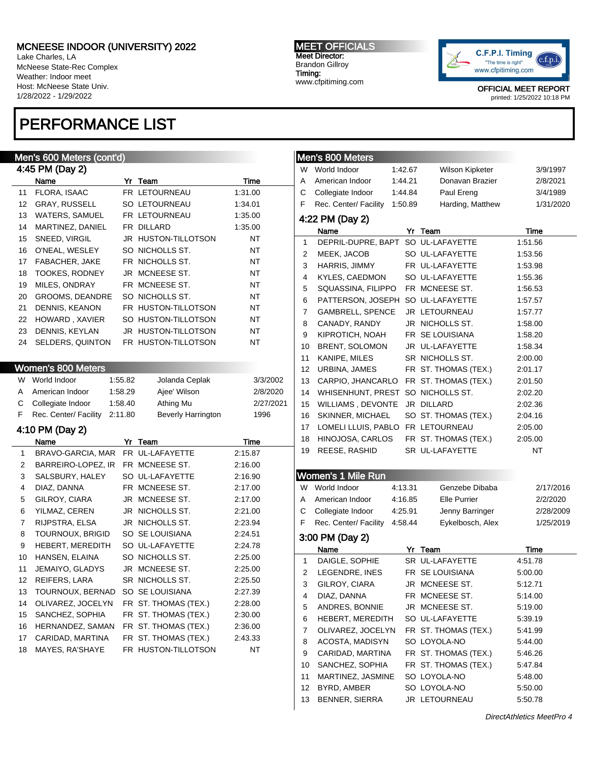# MCNEESE INDOOR (UNIVERSITY) 2022

Lake Charles, LA
McNeese State-Rec Complex
Weather: Indoor meet
Host: McNeese State Univ.
1/28/2022 - 1/29/2022

**MEET OFFICIALS**
Meet Director:
Brandon Gillroy
Timing:
www.cfpitiming.com

C.F.P.I. Timing "The time is right" www.cfpitiming.com

OFFICIAL MEET REPORT
printed: 1/25/2022 10:18 PM

# PERFORMANCE LIST

## Men's 600 Meters (cont'd)

### 4:45 PM (Day 2)

| | Name | Yr | Team | Time |
|---|---|---|---|---|
| 11 | FLORA, ISAAC | FR | LETOURNEAU | 1:31.00 |
| 12 | GRAY, RUSSELL | SO | LETOURNEAU | 1:34.01 |
| 13 | WATERS, SAMUEL | FR | LETOURNEAU | 1:35.00 |
| 14 | MARTINEZ, DANIEL | FR | DILLARD | 1:35.00 |
| 15 | SNEED, VIRGIL | JR | HUSTON-TILLOTSON | NT |
| 16 | O'NEAL, WESLEY | SO | NICHOLLS ST. | NT |
| 17 | FABACHER, JAKE | FR | NICHOLLS ST. | NT |
| 18 | TOOKES, RODNEY | JR | MCNEESE ST. | NT |
| 19 | MILES, ONDRAY | FR | MCNEESE ST. | NT |
| 20 | GROOMS, DEANDRE | SO | NICHOLLS ST. | NT |
| 21 | DENNIS, KEANON | FR | HUSTON-TILLOTSON | NT |
| 22 | HOWARD , XAVIER | SO | HUSTON-TILLOTSON | NT |
| 23 | DENNIS, KEYLAN | JR | HUSTON-TILLOTSON | NT |
| 24 | SELDERS, QUINTON | FR | HUSTON-TILLOTSON | NT |

## Women's 800 Meters

| | | | | |
|---|---|---|---|---|
| W | World Indoor | 1:55.82 | Jolanda Ceplak | 3/3/2002 |
| A | American Indoor | 1:58.29 | Ajee' Wilson | 2/8/2020 |
| C | Collegiate Indoor | 1:58.40 | Athing Mu | 2/27/2021 |
| F | Rec. Center/ Facility | 2:11.80 | Beverly Harrington | 1996 |

### 4:10 PM (Day 2)

| | Name | Yr | Team | Time |
|---|---|---|---|---|
| 1 | BRAVO-GARCIA, MAR | FR | UL-LAFAYETTE | 2:15.87 |
| 2 | BARREIRO-LOPEZ, IR | FR | MCNEESE ST. | 2:16.00 |
| 3 | SALSBURY, HALEY | SO | UL-LAFAYETTE | 2:16.90 |
| 4 | DIAZ, DANNA | FR | MCNEESE ST. | 2:17.00 |
| 5 | GILROY, CIARA | JR | MCNEESE ST. | 2:17.00 |
| 6 | YILMAZ, CEREN | JR | NICHOLLS ST. | 2:21.00 |
| 7 | RIJPSTRA, ELSA | JR | NICHOLLS ST. | 2:23.94 |
| 8 | TOURNOUX, BRIGID | SO | SE LOUISIANA | 2:24.51 |
| 9 | HEBERT, MEREDITH | SO | UL-LAFAYETTE | 2:24.78 |
| 10 | HANSEN, ELAINA | SO | NICHOLLS ST. | 2:25.00 |
| 11 | JEMAIYO, GLADYS | JR | MCNEESE ST. | 2:25.00 |
| 12 | REIFERS, LARA | SR | NICHOLLS ST. | 2:25.50 |
| 13 | TOURNOUX, BERNAD | SO | SE LOUISIANA | 2:27.39 |
| 14 | OLIVAREZ, JOCELYN | FR | ST. THOMAS (TEX.) | 2:28.00 |
| 15 | SANCHEZ, SOPHIA | FR | ST. THOMAS (TEX.) | 2:30.00 |
| 16 | HERNANDEZ, SAMAN | FR | ST. THOMAS (TEX.) | 2:36.00 |
| 17 | CARIDAD, MARTINA | FR | ST. THOMAS (TEX.) | 2:43.33 |
| 18 | MAYES, RA'SHAYE | FR | HUSTON-TILLOTSON | NT |

## Men's 800 Meters

| | | | | |
|---|---|---|---|---|
| W | World Indoor | 1:42.67 | Wilson Kipketer | 3/9/1997 |
| A | American Indoor | 1:44.21 | Donavan Brazier | 2/8/2021 |
| C | Collegiate Indoor | 1:44.84 | Paul Ereng | 3/4/1989 |
| F | Rec. Center/ Facility | 1:50.89 | Harding, Matthew | 1/31/2020 |

### 4:22 PM (Day 2)

| | Name | Yr | Team | Time |
|---|---|---|---|---|
| 1 | DEPRIL-DUPRE, BAPT | SO | UL-LAFAYETTE | 1:51.56 |
| 2 | MEEK, JACOB | SO | UL-LAFAYETTE | 1:53.56 |
| 3 | HARRIS, JIMMY | FR | UL-LAFAYETTE | 1:53.98 |
| 4 | KYLES, CAEDMON | SO | UL-LAFAYETTE | 1:55.36 |
| 5 | SQUASSINA, FILIPPO | FR | MCNEESE ST. | 1:56.53 |
| 6 | PATTERSON, JOSEPH | SO | UL-LAFAYETTE | 1:57.57 |
| 7 | GAMBRELL, SPENCE | JR | LETOURNEAU | 1:57.77 |
| 8 | CANADY, RANDY | JR | NICHOLLS ST. | 1:58.00 |
| 9 | KIPROTICH, NOAH | FR | SE LOUISIANA | 1:58.20 |
| 10 | BRENT, SOLOMON | JR | UL-LAFAYETTE | 1:58.34 |
| 11 | KANIPE, MILES | SR | NICHOLLS ST. | 2:00.00 |
| 12 | URBINA, JAMES | FR | ST. THOMAS (TEX.) | 2:01.17 |
| 13 | CARPIO, JHANCARLO | FR | ST. THOMAS (TEX.) | 2:01.50 |
| 14 | WHISENHUNT, PREST | SO | NICHOLLS ST. | 2:02.20 |
| 15 | WILLIAMS , DEVONTE | JR | DILLARD | 2:02.36 |
| 16 | SKINNER, MICHAEL | SO | ST. THOMAS (TEX.) | 2:04.16 |
| 17 | LOMELI LLUIS, PABLO | FR | LETOURNEAU | 2:05.00 |
| 18 | HINOJOSA, CARLOS | FR | ST. THOMAS (TEX.) | 2:05.00 |
| 19 | REESE, RASHID | SR | UL-LAFAYETTE | NT |

## Women's 1 Mile Run

| | | | | |
|---|---|---|---|---|
| W | World Indoor | 4:13.31 | Genzebe Dibaba | 2/17/2016 |
| A | American Indoor | 4:16.85 | Elle Purrier | 2/2/2020 |
| C | Collegiate Indoor | 4:25.91 | Jenny Barringer | 2/28/2009 |
| F | Rec. Center/ Facility | 4:58.44 | Eykelbosch, Alex | 1/25/2019 |

### 3:00 PM (Day 2)

| | Name | Yr | Team | Time |
|---|---|---|---|---|
| 1 | DAIGLE, SOPHIE | SR | UL-LAFAYETTE | 4:51.78 |
| 2 | LEGENDRE, INES | FR | SE LOUISIANA | 5:00.00 |
| 3 | GILROY, CIARA | JR | MCNEESE ST. | 5:12.71 |
| 4 | DIAZ, DANNA | FR | MCNEESE ST. | 5:14.00 |
| 5 | ANDRES, BONNIE | JR | MCNEESE ST. | 5:19.00 |
| 6 | HEBERT, MEREDITH | SO | UL-LAFAYETTE | 5:39.19 |
| 7 | OLIVAREZ, JOCELYN | FR | ST. THOMAS (TEX.) | 5:41.99 |
| 8 | ACOSTA, MADISYN | SO | LOYOLA-NO | 5:44.00 |
| 9 | CARIDAD, MARTINA | FR | ST. THOMAS (TEX.) | 5:46.26 |
| 10 | SANCHEZ, SOPHIA | FR | ST. THOMAS (TEX.) | 5:47.84 |
| 11 | MARTINEZ, JASMINE | SO | LOYOLA-NO | 5:48.00 |
| 12 | BYRD, AMBER | SO | LOYOLA-NO | 5:50.00 |
| 13 | BENNER, SIERRA | JR | LETOURNEAU | 5:50.78 |

*DirectAthletics MeetPro 4*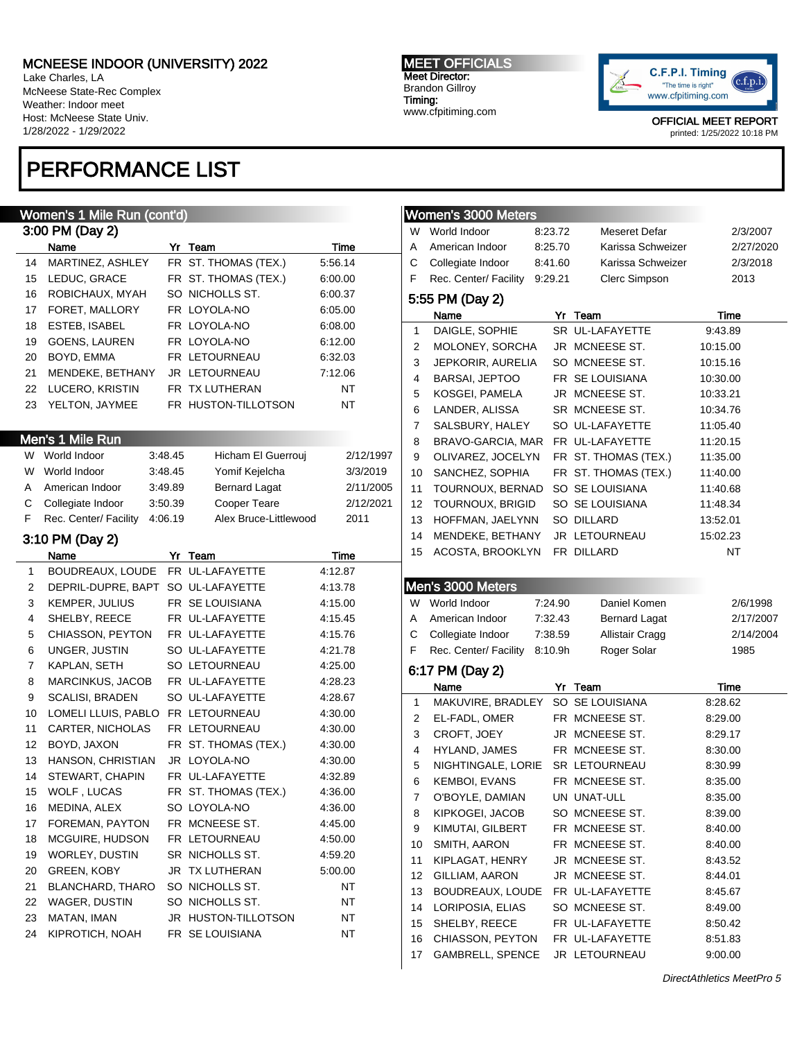# MCNEESE INDOOR (UNIVERSITY) 2022

Lake Charles, LA
McNeese State-Rec Complex
Weather: Indoor meet
Host: McNeese State Univ.
1/28/2022 - 1/29/2022

**MEET OFFICIALS**
Meet Director:
Brandon Gillroy
Timing:
www.cfpitiming.com

OFFICIAL MEET REPORT
printed: 1/25/2022 10:18 PM

# PERFORMANCE LIST

## Women's 1 Mile Run (cont'd)

### 3:00 PM (Day 2)

| | Name | Yr | Team | Time |
|---|---|---|---|---|
| 14 | MARTINEZ, ASHLEY | FR | ST. THOMAS (TEX.) | 5:56.14 |
| 15 | LEDUC, GRACE | FR | ST. THOMAS (TEX.) | 6:00.00 |
| 16 | ROBICHAUX, MYAH | SO | NICHOLLS ST. | 6:00.37 |
| 17 | FORET, MALLORY | FR | LOYOLA-NO | 6:05.00 |
| 18 | ESTEB, ISABEL | FR | LOYOLA-NO | 6:08.00 |
| 19 | GOENS, LAUREN | FR | LOYOLA-NO | 6:12.00 |
| 20 | BOYD, EMMA | FR | LETOURNEAU | 6:32.03 |
| 21 | MENDEKE, BETHANY | JR | LETOURNEAU | 7:12.06 |
| 22 | LUCERO, KRISTIN | FR | TX LUTHERAN | NT |
| 23 | YELTON, JAYMEE | FR | HUSTON-TILLOTSON | NT |

## Men's 1 Mile Run

| | | | | |
|---|---|---|---|---|
| W | World Indoor | 3:48.45 | Hicham El Guerrouj | 2/12/1997 |
| W | World Indoor | 3:48.45 | Yomif Kejelcha | 3/3/2019 |
| A | American Indoor | 3:49.89 | Bernard Lagat | 2/11/2005 |
| C | Collegiate Indoor | 3:50.39 | Cooper Teare | 2/12/2021 |
| F | Rec. Center/ Facility | 4:06.19 | Alex Bruce-Littlewood | 2011 |

### 3:10 PM (Day 2)

| | Name | Yr | Team | Time |
|---|---|---|---|---|
| 1 | BOUDREAUX, LOUDE | FR | UL-LAFAYETTE | 4:12.87 |
| 2 | DEPRIL-DUPRE, BAPT | SO | UL-LAFAYETTE | 4:13.78 |
| 3 | KEMPER, JULIUS | FR | SE LOUISIANA | 4:15.00 |
| 4 | SHELBY, REECE | FR | UL-LAFAYETTE | 4:15.45 |
| 5 | CHIASSON, PEYTON | FR | UL-LAFAYETTE | 4:15.76 |
| 6 | UNGER, JUSTIN | SO | UL-LAFAYETTE | 4:21.78 |
| 7 | KAPLAN, SETH | SO | LETOURNEAU | 4:25.00 |
| 8 | MARCINKUS, JACOB | FR | UL-LAFAYETTE | 4:28.23 |
| 9 | SCALISI, BRADEN | SO | UL-LAFAYETTE | 4:28.67 |
| 10 | LOMELI LLUIS, PABLO | FR | LETOURNEAU | 4:30.00 |
| 11 | CARTER, NICHOLAS | FR | LETOURNEAU | 4:30.00 |
| 12 | BOYD, JAXON | FR | ST. THOMAS (TEX.) | 4:30.00 |
| 13 | HANSON, CHRISTIAN | JR | LOYOLA-NO | 4:30.00 |
| 14 | STEWART, CHAPIN | FR | UL-LAFAYETTE | 4:32.89 |
| 15 | WOLF , LUCAS | FR | ST. THOMAS (TEX.) | 4:36.00 |
| 16 | MEDINA, ALEX | SO | LOYOLA-NO | 4:36.00 |
| 17 | FOREMAN, PAYTON | FR | MCNEESE ST. | 4:45.00 |
| 18 | MCGUIRE, HUDSON | FR | LETOURNEAU | 4:50.00 |
| 19 | WORLEY, DUSTIN | SR | NICHOLLS ST. | 4:59.20 |
| 20 | GREEN, KOBY | JR | TX LUTHERAN | 5:00.00 |
| 21 | BLANCHARD, THARO | SO | NICHOLLS ST. | NT |
| 22 | WAGER, DUSTIN | SO | NICHOLLS ST. | NT |
| 23 | MATAN, IMAN | JR | HUSTON-TILLOTSON | NT |
| 24 | KIPROTICH, NOAH | FR | SE LOUISIANA | NT |

## Women's 3000 Meters

| | | | | |
|---|---|---|---|---|
| W | World Indoor | 8:23.72 | Meseret Defar | 2/3/2007 |
| A | American Indoor | 8:25.70 | Karissa Schweizer | 2/27/2020 |
| C | Collegiate Indoor | 8:41.60 | Karissa Schweizer | 2/3/2018 |
| F | Rec. Center/ Facility | 9:29.21 | Clerc Simpson | 2013 |

### 5:55 PM (Day 2)

| | Name | Yr | Team | Time |
|---|---|---|---|---|
| 1 | DAIGLE, SOPHIE | SR | UL-LAFAYETTE | 9:43.89 |
| 2 | MOLONEY, SORCHA | JR | MCNEESE ST. | 10:15.00 |
| 3 | JEPKORIR, AURELIA | SO | MCNEESE ST. | 10:15.16 |
| 4 | BARSAI, JEPTOO | FR | SE LOUISIANA | 10:30.00 |
| 5 | KOSGEI, PAMELA | JR | MCNEESE ST. | 10:33.21 |
| 6 | LANDER, ALISSA | SR | MCNEESE ST. | 10:34.76 |
| 7 | SALSBURY, HALEY | SO | UL-LAFAYETTE | 11:05.40 |
| 8 | BRAVO-GARCIA, MAR | FR | UL-LAFAYETTE | 11:20.15 |
| 9 | OLIVAREZ, JOCELYN | FR | ST. THOMAS (TEX.) | 11:35.00 |
| 10 | SANCHEZ, SOPHIA | FR | ST. THOMAS (TEX.) | 11:40.00 |
| 11 | TOURNOUX, BERNAD | SO | SE LOUISIANA | 11:40.68 |
| 12 | TOURNOUX, BRIGID | SO | SE LOUISIANA | 11:48.34 |
| 13 | HOFFMAN, JAELYNN | SO | DILLARD | 13:52.01 |
| 14 | MENDEKE, BETHANY | JR | LETOURNEAU | 15:02.23 |
| 15 | ACOSTA, BROOKLYN | FR | DILLARD | NT |

## Men's 3000 Meters

| | | | | |
|---|---|---|---|---|
| W | World Indoor | 7:24.90 | Daniel Komen | 2/6/1998 |
| A | American Indoor | 7:32.43 | Bernard Lagat | 2/17/2007 |
| C | Collegiate Indoor | 7:38.59 | Allistair Cragg | 2/14/2004 |
| F | Rec. Center/ Facility | 8:10.9h | Roger Solar | 1985 |

### 6:17 PM (Day 2)

| | Name | Yr | Team | Time |
|---|---|---|---|---|
| 1 | MAKUVIRE, BRADLEY | SO | SE LOUISIANA | 8:28.62 |
| 2 | EL-FADL, OMER | FR | MCNEESE ST. | 8:29.00 |
| 3 | CROFT, JOEY | JR | MCNEESE ST. | 8:29.17 |
| 4 | HYLAND, JAMES | FR | MCNEESE ST. | 8:30.00 |
| 5 | NIGHTINGALE, LORIE | SR | LETOURNEAU | 8:30.99 |
| 6 | KEMBOI, EVANS | FR | MCNEESE ST. | 8:35.00 |
| 7 | O'BOYLE, DAMIAN | UN | UNAT-ULL | 8:35.00 |
| 8 | KIPKOGEI, JACOB | SO | MCNEESE ST. | 8:39.00 |
| 9 | KIMUTAI, GILBERT | FR | MCNEESE ST. | 8:40.00 |
| 10 | SMITH, AARON | FR | MCNEESE ST. | 8:40.00 |
| 11 | KIPLAGAT, HENRY | JR | MCNEESE ST. | 8:43.52 |
| 12 | GILLIAM, AARON | JR | MCNEESE ST. | 8:44.01 |
| 13 | BOUDREAUX, LOUDE | FR | UL-LAFAYETTE | 8:45.67 |
| 14 | LORIPOSIA, ELIAS | SO | MCNEESE ST. | 8:49.00 |
| 15 | SHELBY, REECE | FR | UL-LAFAYETTE | 8:50.42 |
| 16 | CHIASSON, PEYTON | FR | UL-LAFAYETTE | 8:51.83 |
| 17 | GAMBRELL, SPENCE | JR | LETOURNEAU | 9:00.00 |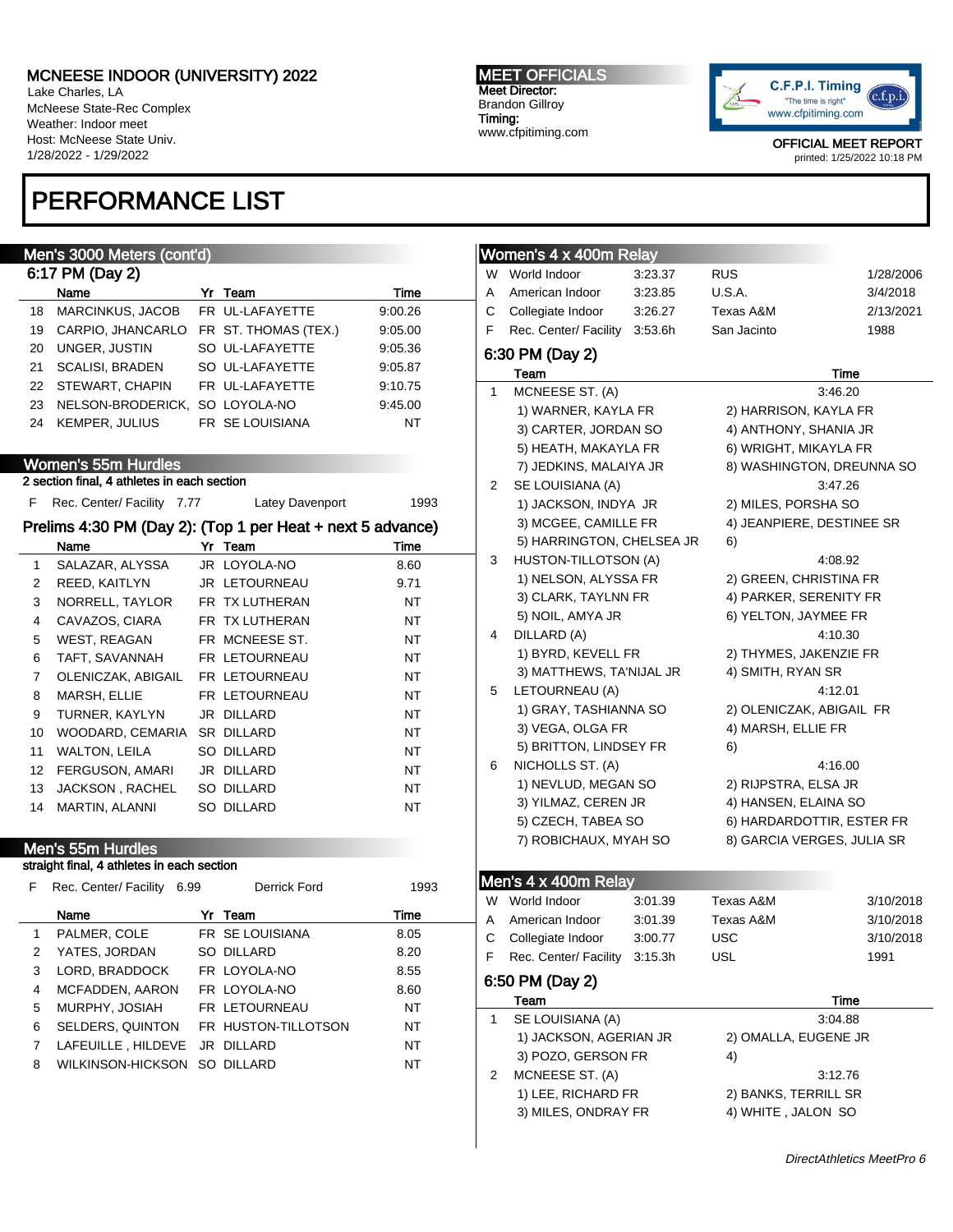# MCNEESE INDOOR (UNIVERSITY) 2022

Lake Charles, LA
McNeese State-Rec Complex
Weather: Indoor meet
Host: McNeese State Univ.
1/28/2022 - 1/29/2022

**MEET OFFICIALS**
Meet Director:
Brandon Gillroy
Timing:
www.cfpitiming.com

OFFICIAL MEET REPORT
printed: 1/25/2022 10:18 PM

# PERFORMANCE LIST

## Men's 3000 Meters (cont'd)

### 6:17 PM (Day 2)

| | Name | Yr | Team | Time |
|---|---|---|---|---|
| 18 | MARCINKUS, JACOB | FR | UL-LAFAYETTE | 9:00.26 |
| 19 | CARPIO, JHANCARLO | FR | ST. THOMAS (TEX.) | 9:05.00 |
| 20 | UNGER, JUSTIN | SO | UL-LAFAYETTE | 9:05.36 |
| 21 | SCALISI, BRADEN | SO | UL-LAFAYETTE | 9:05.87 |
| 22 | STEWART, CHAPIN | FR | UL-LAFAYETTE | 9:10.75 |
| 23 | NELSON-BRODERICK, | SO | LOYOLA-NO | 9:45.00 |
| 24 | KEMPER, JULIUS | FR | SE LOUISIANA | NT |

## Women's 55m Hurdles

2 section final, 4 athletes in each section

| | | | | |
|---|---|---|---|---|
| F | Rec. Center/ Facility | 7.77 | Latey Davenport | 1993 |

### Prelims 4:30 PM (Day 2): (Top 1 per Heat + next 5 advance)

| | Name | Yr | Team | Time |
|---|---|---|---|---|
| 1 | SALAZAR, ALYSSA | JR | LOYOLA-NO | 8.60 |
| 2 | REED, KAITLYN | JR | LETOURNEAU | 9.71 |
| 3 | NORRELL, TAYLOR | FR | TX LUTHERAN | NT |
| 4 | CAVAZOS, CIARA | FR | TX LUTHERAN | NT |
| 5 | WEST, REAGAN | FR | MCNEESE ST. | NT |
| 6 | TAFT, SAVANNAH | FR | LETOURNEAU | NT |
| 7 | OLENICZAK, ABIGAIL | FR | LETOURNEAU | NT |
| 8 | MARSH, ELLIE | FR | LETOURNEAU | NT |
| 9 | TURNER, KAYLYN | JR | DILLARD | NT |
| 10 | WOODARD, CEMARIA | SR | DILLARD | NT |
| 11 | WALTON, LEILA | SO | DILLARD | NT |
| 12 | FERGUSON, AMARI | JR | DILLARD | NT |
| 13 | JACKSON , RACHEL | SO | DILLARD | NT |
| 14 | MARTIN, ALANNI | SO | DILLARD | NT |

## Men's 55m Hurdles

straight final, 4 athletes in each section

| | | | | |
|---|---|---|---|---|
| F | Rec. Center/ Facility | 6.99 | Derrick Ford | 1993 |

| | Name | Yr | Team | Time |
|---|---|---|---|---|
| 1 | PALMER, COLE | FR | SE LOUISIANA | 8.05 |
| 2 | YATES, JORDAN | SO | DILLARD | 8.20 |
| 3 | LORD, BRADDOCK | FR | LOYOLA-NO | 8.55 |
| 4 | MCFADDEN, AARON | FR | LOYOLA-NO | 8.60 |
| 5 | MURPHY, JOSIAH | FR | LETOURNEAU | NT |
| 6 | SELDERS, QUINTON | FR | HUSTON-TILLOTSON | NT |
| 7 | LAFEUILLE , HILDEVE | JR | DILLARD | NT |
| 8 | WILKINSON-HICKSON | SO | DILLARD | NT |

## Women's 4 x 400m Relay

| | | | | |
|---|---|---|---|---|
| W | World Indoor | 3:23.37 | RUS | 1/28/2006 |
| A | American Indoor | 3:23.85 | U.S.A. | 3/4/2018 |
| C | Collegiate Indoor | 3:26.27 | Texas A&M | 2/13/2021 |
| F | Rec. Center/ Facility | 3:53.6h | San Jacinto | 1988 |

### 6:30 PM (Day 2)

| | Team | | Time |
|---|---|---|---|
| 1 | MCNEESE ST. (A) | | 3:46.20 |
| | 1) WARNER, KAYLA FR | 2) HARRISON, KAYLA FR | |
| | 3) CARTER, JORDAN SO | 4) ANTHONY, SHANIA JR | |
| | 5) HEATH, MAKAYLA FR | 6) WRIGHT, MIKAYLA FR | |
| | 7) JEDKINS, MALAIYA JR | 8) WASHINGTON, DREUNNA SO | |
| 2 | SE LOUISIANA (A) | | 3:47.26 |
| | 1) JACKSON, INDYA JR | 2) MILES, PORSHA SO | |
| | 3) MCGEE, CAMILLE FR | 4) JEANPIERE, DESTINEE SR | |
| | 5) HARRINGTON, CHELSEA JR | 6) | |
| 3 | HUSTON-TILLOTSON (A) | | 4:08.92 |
| | 1) NELSON, ALYSSA FR | 2) GREEN, CHRISTINA FR | |
| | 3) CLARK, TAYLNN FR | 4) PARKER, SERENITY FR | |
| | 5) NOIL, AMYA JR | 6) YELTON, JAYMEE FR | |
| 4 | DILLARD (A) | | 4:10.30 |
| | 1) BYRD, KEVELL FR | 2) THYMES, JAKENZIE FR | |
| | 3) MATTHEWS, TA'NIJAL JR | 4) SMITH, RYAN SR | |
| 5 | LETOURNEAU (A) | | 4:12.01 |
| | 1) GRAY, TASHIANNA SO | 2) OLENICZAK, ABIGAIL FR | |
| | 3) VEGA, OLGA FR | 4) MARSH, ELLIE FR | |
| | 5) BRITTON, LINDSEY FR | 6) | |
| 6 | NICHOLLS ST. (A) | | 4:16.00 |
| | 1) NEVLUD, MEGAN SO | 2) RIJPSTRA, ELSA JR | |
| | 3) YILMAZ, CEREN JR | 4) HANSEN, ELAINA SO | |
| | 5) CZECH, TABEA SO | 6) HARDARDOTTIR, ESTER FR | |
| | 7) ROBICHAUX, MYAH SO | 8) GARCIA VERGES, JULIA SR | |

## Men's 4 x 400m Relay

| | | | | |
|---|---|---|---|---|
| W | World Indoor | 3:01.39 | Texas A&M | 3/10/2018 |
| A | American Indoor | 3:01.39 | Texas A&M | 3/10/2018 |
| C | Collegiate Indoor | 3:00.77 | USC | 3/10/2018 |
| F | Rec. Center/ Facility | 3:15.3h | USL | 1991 |

### 6:50 PM (Day 2)

| | Team | | Time |
|---|---|---|---|
| 1 | SE LOUISIANA (A) | | 3:04.88 |
| | 1) JACKSON, AGERIAN JR | 2) OMALLA, EUGENE JR | |
| | 3) POZO, GERSON FR | 4) | |
| 2 | MCNEESE ST. (A) | | 3:12.76 |
| | 1) LEE, RICHARD FR | 2) BANKS, TERRILL SR | |
| | 3) MILES, ONDRAY FR | 4) WHITE , JALON SO | |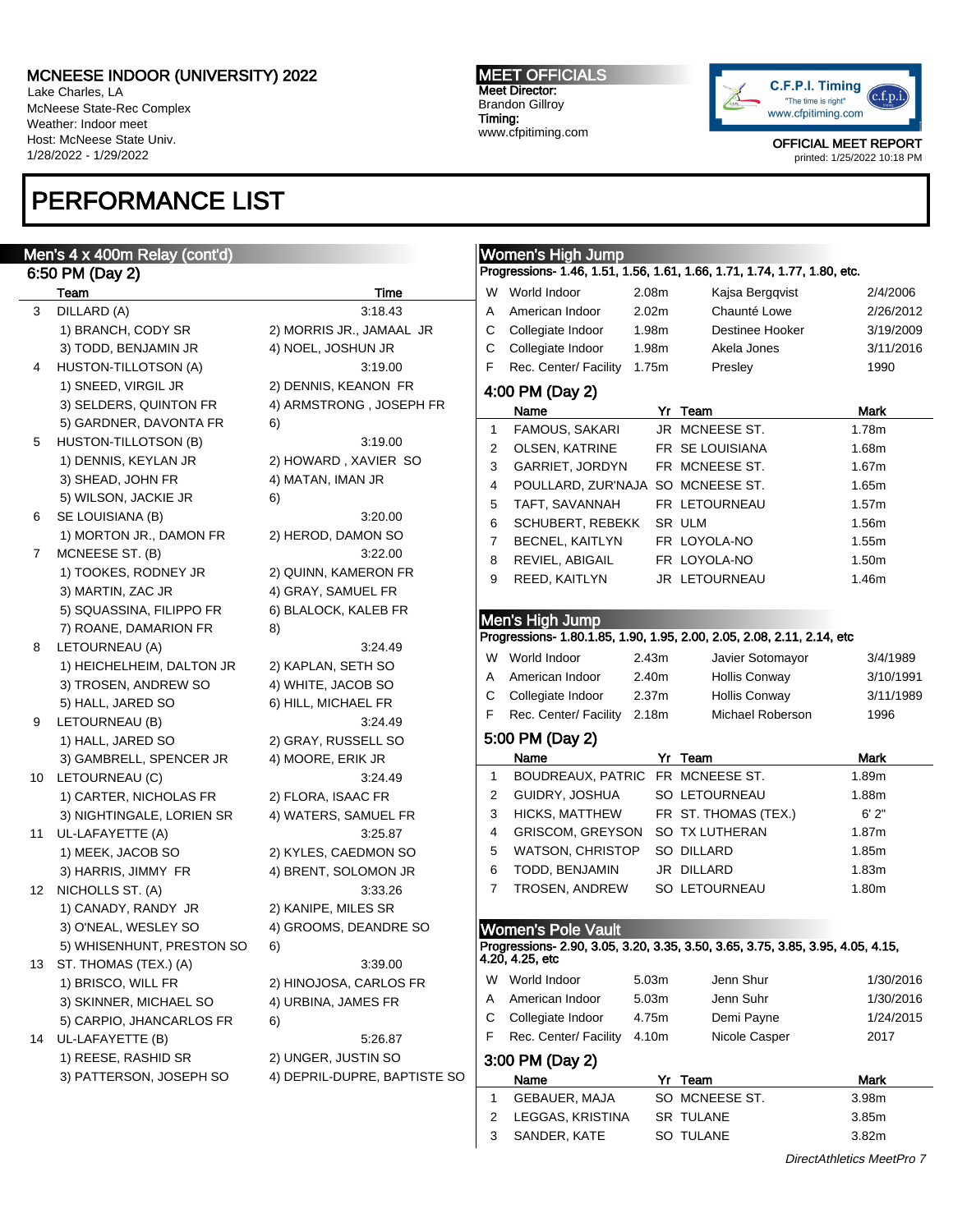## PERFORMANCE LIST

### Men's 4 x 400m Relay (cont'd)

6:50 PM (Day 2)

| | Team | Time |
|---|---|---|
| 3 | DILLARD (A) | 3:18.43 |
| | 1) BRANCH, CODY SR | 2) MORRIS JR., JAMAAL JR |
| | 3) TODD, BENJAMIN JR | 4) NOEL, JOSHUN JR |
| 4 | HUSTON-TILLOTSON (A) | 3:19.00 |
| | 1) SNEED, VIRGIL JR | 2) DENNIS, KEANON FR |
| | 3) SELDERS, QUINTON FR | 4) ARMSTRONG , JOSEPH FR |
| | 5) GARDNER, DAVONTA FR | 6) |
| 5 | HUSTON-TILLOTSON (B) | 3:19.00 |
| | 1) DENNIS, KEYLAN JR | 2) HOWARD , XAVIER SO |
| | 3) SHEAD, JOHN FR | 4) MATAN, IMAN JR |
| | 5) WILSON, JACKIE JR | 6) |
| 6 | SE LOUISIANA (B) | 3:20.00 |
| | 1) MORTON JR., DAMON FR | 2) HEROD, DAMON SO |
| 7 | MCNEESE ST. (B) | 3:22.00 |
| | 1) TOOKES, RODNEY JR | 2) QUINN, KAMERON FR |
| | 3) MARTIN, ZAC JR | 4) GRAY, SAMUEL FR |
| | 5) SQUASSINA, FILIPPO FR | 6) BLALOCK, KALEB FR |
| | 7) ROANE, DAMARION FR | 8) |
| 8 | LETOURNEAU (A) | 3:24.49 |
| | 1) HEICHELHEIM, DALTON JR | 2) KAPLAN, SETH SO |
| | 3) TROSEN, ANDREW SO | 4) WHITE, JACOB SO |
| | 5) HALL, JARED SO | 6) HILL, MICHAEL FR |
| 9 | LETOURNEAU (B) | 3:24.49 |
| | 1) HALL, JARED SO | 2) GRAY, RUSSELL SO |
| | 3) GAMBRELL, SPENCER JR | 4) MOORE, ERIK JR |
| 10 | LETOURNEAU (C) | 3:24.49 |
| | 1) CARTER, NICHOLAS FR | 2) FLORA, ISAAC FR |
| | 3) NIGHTINGALE, LORIEN SR | 4) WATERS, SAMUEL FR |
| 11 | UL-LAFAYETTE (A) | 3:25.87 |
| | 1) MEEK, JACOB SO | 2) KYLES, CAEDMON SO |
| | 3) HARRIS, JIMMY FR | 4) BRENT, SOLOMON JR |
| 12 | NICHOLLS ST. (A) | 3:33.26 |
| | 1) CANADY, RANDY JR | 2) KANIPE, MILES SR |
| | 3) O'NEAL, WESLEY SO | 4) GROOMS, DEANDRE SO |
| | 5) WHISENHUNT, PRESTON SO | 6) |
| 13 | ST. THOMAS (TEX.) (A) | 3:39.00 |
| | 1) BRISCO, WILL FR | 2) HINOJOSA, CARLOS FR |
| | 3) SKINNER, MICHAEL SO | 4) URBINA, JAMES FR |
| | 5) CARPIO, JHANCARLOS FR | 6) |
| 14 | UL-LAFAYETTE (B) | 5:26.87 |
| | 1) REESE, RASHID SR | 2) UNGER, JUSTIN SO |
| | 3) PATTERSON, JOSEPH SO | 4) DEPRIL-DUPRE, BAPTISTE SO |

### Women's High Jump

Progressions- 1.46, 1.51, 1.56, 1.61, 1.66, 1.71, 1.74, 1.77, 1.80, etc.

| | | | | |
|---|---|---|---|---|
| W | World Indoor | 2.08m | Kajsa Bergqvist | 2/4/2006 |
| A | American Indoor | 2.02m | Chaunté Lowe | 2/26/2012 |
| C | Collegiate Indoor | 1.98m | Destinee Hooker | 3/19/2009 |
| C | Collegiate Indoor | 1.98m | Akela Jones | 3/11/2016 |
| F | Rec. Center/ Facility | 1.75m | Presley | 1990 |

4:00 PM (Day 2)

| | Name | Yr | Team | Mark |
|---|---|---|---|---|
| 1 | FAMOUS, SAKARI | JR | MCNEESE ST. | 1.78m |
| 2 | OLSEN, KATRINE | FR | SE LOUISIANA | 1.68m |
| 3 | GARRIET, JORDYN | FR | MCNEESE ST. | 1.67m |
| 4 | POULLARD, ZUR'NAJA | SO | MCNEESE ST. | 1.65m |
| 5 | TAFT, SAVANNAH | FR | LETOURNEAU | 1.57m |
| 6 | SCHUBERT, REBEKK | SR | ULM | 1.56m |
| 7 | BECNEL, KAITLYN | FR | LOYOLA-NO | 1.55m |
| 8 | REVIEL, ABIGAIL | FR | LOYOLA-NO | 1.50m |
| 9 | REED, KAITLYN | JR | LETOURNEAU | 1.46m |

### Men's High Jump

Progressions- 1.80.1.85, 1.90, 1.95, 2.00, 2.05, 2.08, 2.11, 2.14, etc

| | | | | |
|---|---|---|---|---|
| W | World Indoor | 2.43m | Javier Sotomayor | 3/4/1989 |
| A | American Indoor | 2.40m | Hollis Conway | 3/10/1991 |
| C | Collegiate Indoor | 2.37m | Hollis Conway | 3/11/1989 |
| F | Rec. Center/ Facility | 2.18m | Michael Roberson | 1996 |

5:00 PM (Day 2)

| | Name | Yr | Team | Mark |
|---|---|---|---|---|
| 1 | BOUDREAUX, PATRIC | FR | MCNEESE ST. | 1.89m |
| 2 | GUIDRY, JOSHUA | SO | LETOURNEAU | 1.88m |
| 3 | HICKS, MATTHEW | FR | ST. THOMAS (TEX.) | 6' 2" |
| 4 | GRISCOM, GREYSON | SO | TX LUTHERAN | 1.87m |
| 5 | WATSON, CHRISTOP | SO | DILLARD | 1.85m |
| 6 | TODD, BENJAMIN | JR | DILLARD | 1.83m |
| 7 | TROSEN, ANDREW | SO | LETOURNEAU | 1.80m |

### Women's Pole Vault

Progressions- 2.90, 3.05, 3.20, 3.35, 3.50, 3.65, 3.75, 3.85, 3.95, 4.05, 4.15, 4.20, 4.25, etc

| | | | | |
|---|---|---|---|---|
| W | World Indoor | 5.03m | Jenn Shur | 1/30/2016 |
| A | American Indoor | 5.03m | Jenn Suhr | 1/30/2016 |
| C | Collegiate Indoor | 4.75m | Demi Payne | 1/24/2015 |
| F | Rec. Center/ Facility | 4.10m | Nicole Casper | 2017 |

3:00 PM (Day 2)

| | Name | Yr | Team | Mark |
|---|---|---|---|---|
| 1 | GEBAUER, MAJA | SO | MCNEESE ST. | 3.98m |
| 2 | LEGGAS, KRISTINA | SR | TULANE | 3.85m |
| 3 | SANDER, KATE | SO | TULANE | 3.82m |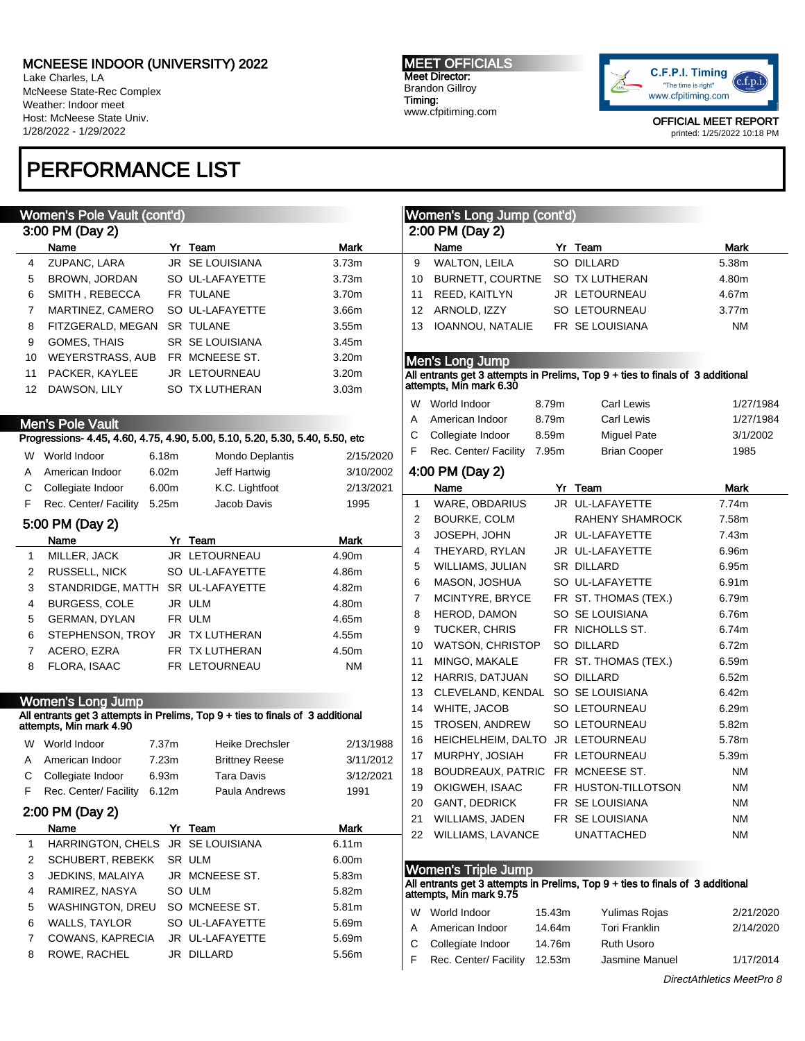# MCNEESE INDOOR (UNIVERSITY) 2022

Lake Charles, LA
McNeese State-Rec Complex
Weather: Indoor meet
Host: McNeese State Univ.
1/28/2022 - 1/29/2022

**MEET OFFICIALS**
Meet Director:
Brandon Gillroy
Timing:
www.cfpitiming.com

OFFICIAL MEET REPORT
printed: 1/25/2022 10:18 PM

# PERFORMANCE LIST

## Women's Pole Vault (cont'd)

### 3:00 PM (Day 2)

| | Name | Yr | Team | Mark |
|---|---|---|---|---|
| 4 | ZUPANC, LARA | JR | SE LOUISIANA | 3.73m |
| 5 | BROWN, JORDAN | SO | UL-LAFAYETTE | 3.73m |
| 6 | SMITH , REBECCA | FR | TULANE | 3.70m |
| 7 | MARTINEZ, CAMERO | SO | UL-LAFAYETTE | 3.66m |
| 8 | FITZGERALD, MEGAN | SR | TULANE | 3.55m |
| 9 | GOMES, THAIS | SR | SE LOUISIANA | 3.45m |
| 10 | WEYERSTRASS, AUB | FR | MCNEESE ST. | 3.20m |
| 11 | PACKER, KAYLEE | JR | LETOURNEAU | 3.20m |
| 12 | DAWSON, LILY | SO | TX LUTHERAN | 3.03m |

## Men's Pole Vault

Progressions- 4.45, 4.60, 4.75, 4.90, 5.00, 5.10, 5.20, 5.30, 5.40, 5.50, etc

| | Record | Mark | Name | Date |
|---|---|---|---|---|
| W | World Indoor | 6.18m | Mondo Deplantis | 2/15/2020 |
| A | American Indoor | 6.02m | Jeff Hartwig | 3/10/2002 |
| C | Collegiate Indoor | 6.00m | K.C. Lightfoot | 2/13/2021 |
| F | Rec. Center/ Facility | 5.25m | Jacob Davis | 1995 |

### 5:00 PM (Day 2)

| | Name | Yr | Team | Mark |
|---|---|---|---|---|
| 1 | MILLER, JACK | JR | LETOURNEAU | 4.90m |
| 2 | RUSSELL, NICK | SO | UL-LAFAYETTE | 4.86m |
| 3 | STANDRIDGE, MATTH | SR | UL-LAFAYETTE | 4.82m |
| 4 | BURGESS, COLE | JR | ULM | 4.80m |
| 5 | GERMAN, DYLAN | FR | ULM | 4.65m |
| 6 | STEPHENSON, TROY | JR | TX LUTHERAN | 4.55m |
| 7 | ACERO, EZRA | FR | TX LUTHERAN | 4.50m |
| 8 | FLORA, ISAAC | FR | LETOURNEAU | NM |

## Women's Long Jump

All entrants get 3 attempts in Prelims, Top 9 + ties to finals of 3 additional attempts, Min mark 4.90

| | Record | Mark | Name | Date |
|---|---|---|---|---|
| W | World Indoor | 7.37m | Heike Drechsler | 2/13/1988 |
| A | American Indoor | 7.23m | Brittney Reese | 3/11/2012 |
| C | Collegiate Indoor | 6.93m | Tara Davis | 3/12/2021 |
| F | Rec. Center/ Facility | 6.12m | Paula Andrews | 1991 |

### 2:00 PM (Day 2)

| | Name | Yr | Team | Mark |
|---|---|---|---|---|
| 1 | HARRINGTON, CHELS | JR | SE LOUISIANA | 6.11m |
| 2 | SCHUBERT, REBEKK | SR | ULM | 6.00m |
| 3 | JEDKINS, MALAIYA | JR | MCNEESE ST. | 5.83m |
| 4 | RAMIREZ, NASYA | SO | ULM | 5.82m |
| 5 | WASHINGTON, DREU | SO | MCNEESE ST. | 5.81m |
| 6 | WALLS, TAYLOR | SO | UL-LAFAYETTE | 5.69m |
| 7 | COWANS, KAPRECIA | JR | UL-LAFAYETTE | 5.69m |
| 8 | ROWE, RACHEL | JR | DILLARD | 5.56m |

## Women's Long Jump (cont'd)

### 2:00 PM (Day 2)

| | Name | Yr | Team | Mark |
|---|---|---|---|---|
| 9 | WALTON, LEILA | SO | DILLARD | 5.38m |
| 10 | BURNETT, COURTNE | SO | TX LUTHERAN | 4.80m |
| 11 | REED, KAITLYN | JR | LETOURNEAU | 4.67m |
| 12 | ARNOLD, IZZY | SO | LETOURNEAU | 3.77m |
| 13 | IOANNOU, NATALIE | FR | SE LOUISIANA | NM |

## Men's Long Jump

All entrants get 3 attempts in Prelims, Top 9 + ties to finals of 3 additional attempts, Min mark 6.30

| | Record | Mark | Name | Date |
|---|---|---|---|---|
| W | World Indoor | 8.79m | Carl Lewis | 1/27/1984 |
| A | American Indoor | 8.79m | Carl Lewis | 1/27/1984 |
| C | Collegiate Indoor | 8.59m | Miguel Pate | 3/1/2002 |
| F | Rec. Center/ Facility | 7.95m | Brian Cooper | 1985 |

### 4:00 PM (Day 2)

| | Name | Yr | Team | Mark |
|---|---|---|---|---|
| 1 | WARE, OBDARIUS | JR | UL-LAFAYETTE | 7.74m |
| 2 | BOURKE, COLM | | RAHENY SHAMROCK | 7.58m |
| 3 | JOSEPH, JOHN | JR | UL-LAFAYETTE | 7.43m |
| 4 | THEYARD, RYLAN | JR | UL-LAFAYETTE | 6.96m |
| 5 | WILLIAMS, JULIAN | SR | DILLARD | 6.95m |
| 6 | MASON, JOSHUA | SO | UL-LAFAYETTE | 6.91m |
| 7 | MCINTYRE, BRYCE | FR | ST. THOMAS (TEX.) | 6.79m |
| 8 | HEROD, DAMON | SO | SE LOUISIANA | 6.76m |
| 9 | TUCKER, CHRIS | FR | NICHOLLS ST. | 6.74m |
| 10 | WATSON, CHRISTOP | SO | DILLARD | 6.72m |
| 11 | MINGO, MAKALE | FR | ST. THOMAS (TEX.) | 6.59m |
| 12 | HARRIS, DATJUAN | SO | DILLARD | 6.52m |
| 13 | CLEVELAND, KENDAL | SO | SE LOUISIANA | 6.42m |
| 14 | WHITE, JACOB | SO | LETOURNEAU | 6.29m |
| 15 | TROSEN, ANDREW | SO | LETOURNEAU | 5.82m |
| 16 | HEICHELHEIM, DALTO | JR | LETOURNEAU | 5.78m |
| 17 | MURPHY, JOSIAH | FR | LETOURNEAU | 5.39m |
| 18 | BOUDREAUX, PATRIC | FR | MCNEESE ST. | NM |
| 19 | OKIGWEH, ISAAC | FR | HUSTON-TILLOTSON | NM |
| 20 | GANT, DEDRICK | FR | SE LOUISIANA | NM |
| 21 | WILLIAMS, JADEN | FR | SE LOUISIANA | NM |
| 22 | WILLIAMS, LAVANCE | | UNATTACHED | NM |

## Women's Triple Jump

All entrants get 3 attempts in Prelims, Top 9 + ties to finals of 3 additional attempts, Min mark 9.75

| | Record | Mark | Name | Date |
|---|---|---|---|---|
| W | World Indoor | 15.43m | Yulimas Rojas | 2/21/2020 |
| A | American Indoor | 14.64m | Tori Franklin | 2/14/2020 |
| C | Collegiate Indoor | 14.76m | Ruth Usoro | |
| F | Rec. Center/ Facility | 12.53m | Jasmine Manuel | 1/17/2014 |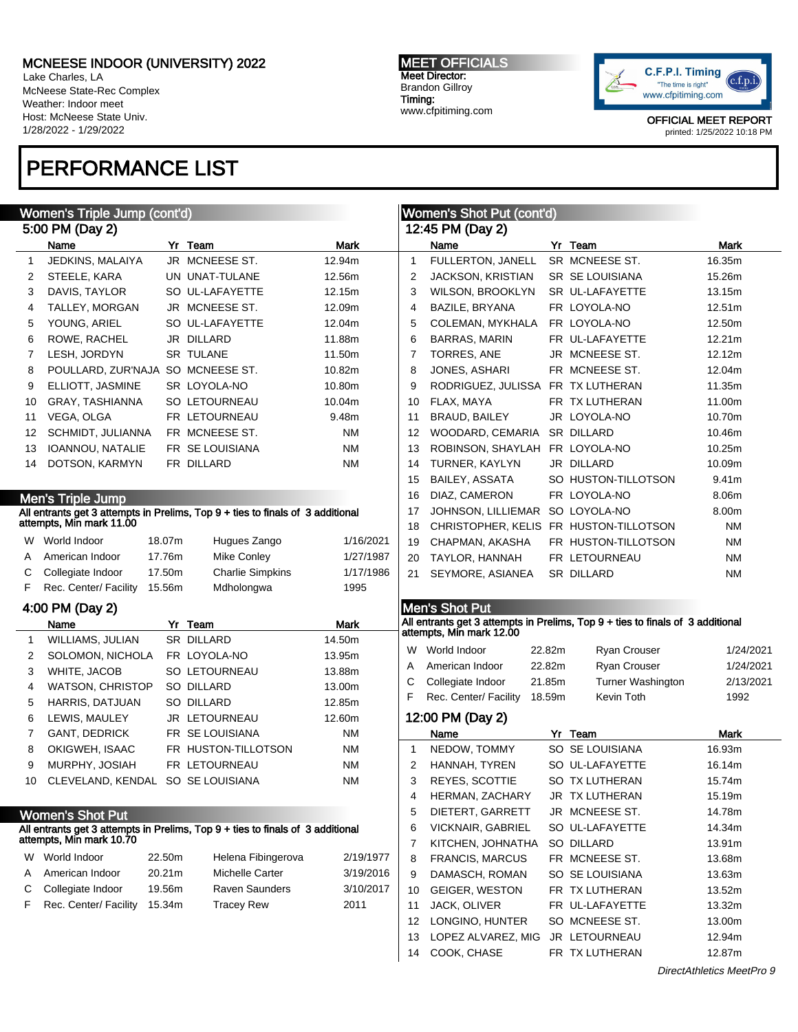# MCNEESE INDOOR (UNIVERSITY) 2022

Lake Charles, LA
McNeese State-Rec Complex
Weather: Indoor meet
Host: McNeese State Univ.
1/28/2022 - 1/29/2022

**MEET OFFICIALS**
Meet Director:
Brandon Gillroy
Timing:
www.cfpitiming.com

OFFICIAL MEET REPORT
printed: 1/25/2022 10:18 PM

# PERFORMANCE LIST

## Women's Triple Jump (cont'd)

### 5:00 PM (Day 2)

| | Name | Yr | Team | Mark |
|---|---|---|---|---|
| 1 | JEDKINS, MALAIYA | JR | MCNEESE ST. | 12.94m |
| 2 | STEELE, KARA | UN | UNAT-TULANE | 12.56m |
| 3 | DAVIS, TAYLOR | SO | UL-LAFAYETTE | 12.15m |
| 4 | TALLEY, MORGAN | JR | MCNEESE ST. | 12.09m |
| 5 | YOUNG, ARIEL | SO | UL-LAFAYETTE | 12.04m |
| 6 | ROWE, RACHEL | JR | DILLARD | 11.88m |
| 7 | LESH, JORDYN | SR | TULANE | 11.50m |
| 8 | POULLARD, ZUR'NAJA | SO | MCNEESE ST. | 10.82m |
| 9 | ELLIOTT, JASMINE | SR | LOYOLA-NO | 10.80m |
| 10 | GRAY, TASHIANNA | SO | LETOURNEAU | 10.04m |
| 11 | VEGA, OLGA | FR | LETOURNEAU | 9.48m |
| 12 | SCHMIDT, JULIANNA | FR | MCNEESE ST. | NM |
| 13 | IOANNOU, NATALIE | FR | SE LOUISIANA | NM |
| 14 | DOTSON, KARMYN | FR | DILLARD | NM |

## Men's Triple Jump

All entrants get 3 attempts in Prelims, Top 9 + ties to finals of 3 additional attempts, Min mark 11.00

| | | | | |
|---|---|---|---|---|
| W | World Indoor | 18.07m | Hugues Zango | 1/16/2021 |
| A | American Indoor | 17.76m | Mike Conley | 1/27/1987 |
| C | Collegiate Indoor | 17.50m | Charlie Simpkins | 1/17/1986 |
| F | Rec. Center/ Facility | 15.56m | Mdholongwa | 1995 |

### 4:00 PM (Day 2)

| | Name | Yr | Team | Mark |
|---|---|---|---|---|
| 1 | WILLIAMS, JULIAN | SR | DILLARD | 14.50m |
| 2 | SOLOMON, NICHOLA | FR | LOYOLA-NO | 13.95m |
| 3 | WHITE, JACOB | SO | LETOURNEAU | 13.88m |
| 4 | WATSON, CHRISTOP | SO | DILLARD | 13.00m |
| 5 | HARRIS, DATJUAN | SO | DILLARD | 12.85m |
| 6 | LEWIS, MAULEY | JR | LETOURNEAU | 12.60m |
| 7 | GANT, DEDRICK | FR | SE LOUISIANA | NM |
| 8 | OKIGWEH, ISAAC | FR | HUSTON-TILLOTSON | NM |
| 9 | MURPHY, JOSIAH | FR | LETOURNEAU | NM |
| 10 | CLEVELAND, KENDAL | SO | SE LOUISIANA | NM |

## Women's Shot Put

All entrants get 3 attempts in Prelims, Top 9 + ties to finals of 3 additional attempts, Min mark 10.70

| | | | | |
|---|---|---|---|---|
| W | World Indoor | 22.50m | Helena Fibingerova | 2/19/1977 |
| A | American Indoor | 20.21m | Michelle Carter | 3/19/2016 |
| C | Collegiate Indoor | 19.56m | Raven Saunders | 3/10/2017 |
| F | Rec. Center/ Facility | 15.34m | Tracey Rew | 2011 |

## Women's Shot Put (cont'd)

### 12:45 PM (Day 2)

| | Name | Yr | Team | Mark |
|---|---|---|---|---|
| 1 | FULLERTON, JANELL | SR | MCNEESE ST. | 16.35m |
| 2 | JACKSON, KRISTIAN | SR | SE LOUISIANA | 15.26m |
| 3 | WILSON, BROOKLYN | SR | UL-LAFAYETTE | 13.15m |
| 4 | BAZILE, BRYANA | FR | LOYOLA-NO | 12.51m |
| 5 | COLEMAN, MYKHALA | FR | LOYOLA-NO | 12.50m |
| 6 | BARRAS, MARIN | FR | UL-LAFAYETTE | 12.21m |
| 7 | TORRES, ANE | JR | MCNEESE ST. | 12.12m |
| 8 | JONES, ASHARI | FR | MCNEESE ST. | 12.04m |
| 9 | RODRIGUEZ, JULISSA | FR | TX LUTHERAN | 11.35m |
| 10 | FLAX, MAYA | FR | TX LUTHERAN | 11.00m |
| 11 | BRAUD, BAILEY | JR | LOYOLA-NO | 10.70m |
| 12 | WOODARD, CEMARIA | SR | DILLARD | 10.46m |
| 13 | ROBINSON, SHAYLAH | FR | LOYOLA-NO | 10.25m |
| 14 | TURNER, KAYLYN | JR | DILLARD | 10.09m |
| 15 | BAILEY, ASSATA | SO | HUSTON-TILLOTSON | 9.41m |
| 16 | DIAZ, CAMERON | FR | LOYOLA-NO | 8.06m |
| 17 | JOHNSON, LILLIEMAR | SO | LOYOLA-NO | 8.00m |
| 18 | CHRISTOPHER, KELIS | FR | HUSTON-TILLOTSON | NM |
| 19 | CHAPMAN, AKASHA | FR | HUSTON-TILLOTSON | NM |
| 20 | TAYLOR, HANNAH | FR | LETOURNEAU | NM |
| 21 | SEYMORE, ASIANEA | SR | DILLARD | NM |

## Men's Shot Put

All entrants get 3 attempts in Prelims, Top 9 + ties to finals of 3 additional attempts, Min mark 12.00

| | | | | |
|---|---|---|---|---|
| W | World Indoor | 22.82m | Ryan Crouser | 1/24/2021 |
| A | American Indoor | 22.82m | Ryan Crouser | 1/24/2021 |
| C | Collegiate Indoor | 21.85m | Turner Washington | 2/13/2021 |
| F | Rec. Center/ Facility | 18.59m | Kevin Toth | 1992 |

### 12:00 PM (Day 2)

| | Name | Yr | Team | Mark |
|---|---|---|---|---|
| 1 | NEDOW, TOMMY | SO | SE LOUISIANA | 16.93m |
| 2 | HANNAH, TYREN | SO | UL-LAFAYETTE | 16.14m |
| 3 | REYES, SCOTTIE | SO | TX LUTHERAN | 15.74m |
| 4 | HERMAN, ZACHARY | JR | TX LUTHERAN | 15.19m |
| 5 | DIETERT, GARRETT | JR | MCNEESE ST. | 14.78m |
| 6 | VICKNAIR, GABRIEL | SO | UL-LAFAYETTE | 14.34m |
| 7 | KITCHEN, JOHNATHA | SO | DILLARD | 13.91m |
| 8 | FRANCIS, MARCUS | FR | MCNEESE ST. | 13.68m |
| 9 | DAMASCH, ROMAN | SO | SE LOUISIANA | 13.63m |
| 10 | GEIGER, WESTON | FR | TX LUTHERAN | 13.52m |
| 11 | JACK, OLIVER | FR | UL-LAFAYETTE | 13.32m |
| 12 | LONGINO, HUNTER | SO | MCNEESE ST. | 13.00m |
| 13 | LOPEZ ALVAREZ, MIG | JR | LETOURNEAU | 12.94m |
| 14 | COOK, CHASE | FR | TX LUTHERAN | 12.87m |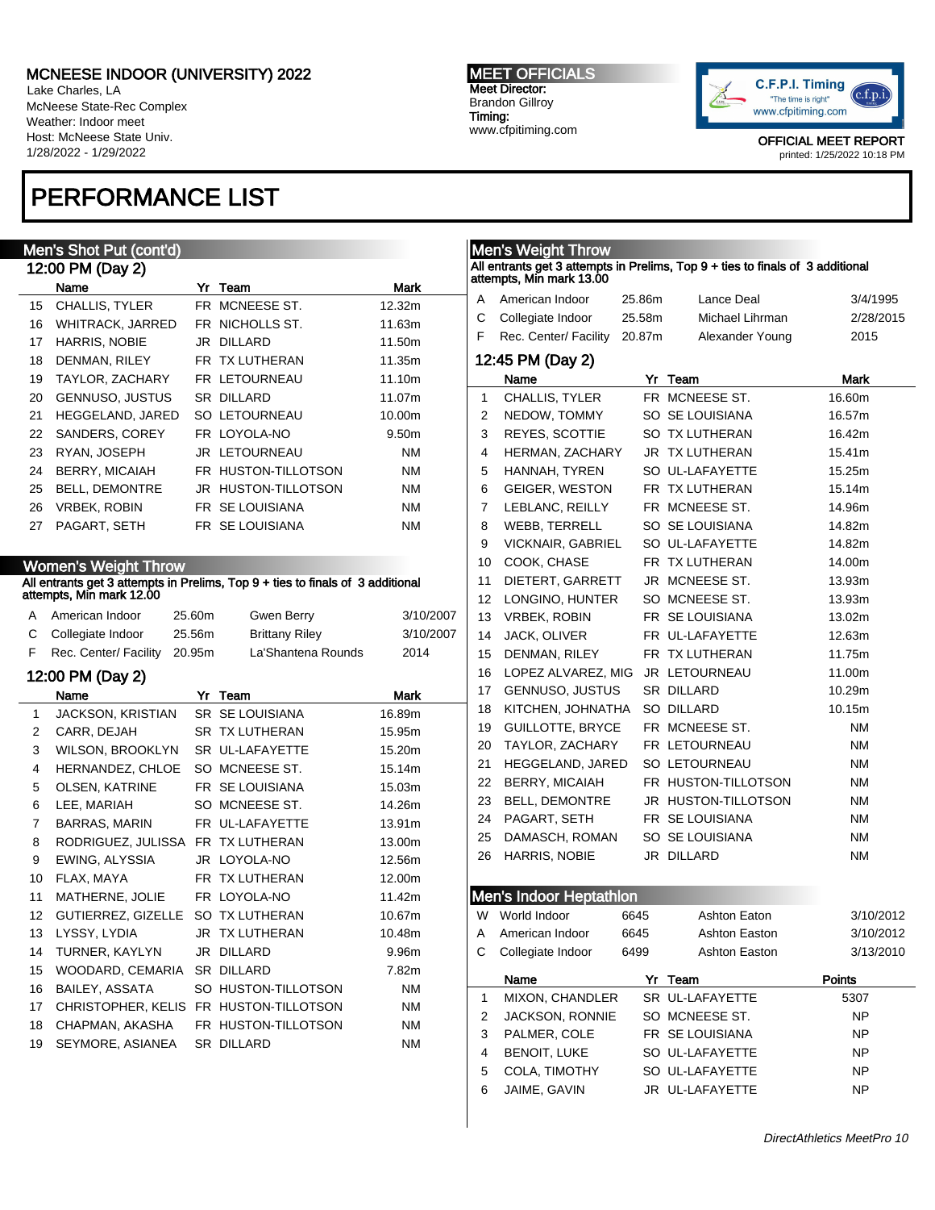# PERFORMANCE LIST

## Men's Shot Put (cont'd)

### 12:00 PM (Day 2)

| | Name | Yr | Team | Mark |
|---|---|---|---|---|
| 15 | CHALLIS, TYLER | FR | MCNEESE ST. | 12.32m |
| 16 | WHITRACK, JARRED | FR | NICHOLLS ST. | 11.63m |
| 17 | HARRIS, NOBIE | JR | DILLARD | 11.50m |
| 18 | DENMAN, RILEY | FR | TX LUTHERAN | 11.35m |
| 19 | TAYLOR, ZACHARY | FR | LETOURNEAU | 11.10m |
| 20 | GENNUSO, JUSTUS | SR | DILLARD | 11.07m |
| 21 | HEGGELAND, JARED | SO | LETOURNEAU | 10.00m |
| 22 | SANDERS, COREY | FR | LOYOLA-NO | 9.50m |
| 23 | RYAN, JOSEPH | JR | LETOURNEAU | NM |
| 24 | BERRY, MICAIAH | FR | HUSTON-TILLOTSON | NM |
| 25 | BELL, DEMONTRE | JR | HUSTON-TILLOTSON | NM |
| 26 | VRBEK, ROBIN | FR | SE LOUISIANA | NM |
| 27 | PAGART, SETH | FR | SE LOUISIANA | NM |

## Women's Weight Throw

All entrants get 3 attempts in Prelims, Top 9 + ties to finals of 3 additional attempts, Min mark 12.00

| | Record | Mark | Name | Date |
|---|---|---|---|---|
| A | American Indoor | 25.60m | Gwen Berry | 3/10/2007 |
| C | Collegiate Indoor | 25.56m | Brittany Riley | 3/10/2007 |
| F | Rec. Center/ Facility | 20.95m | La'Shantena Rounds | 2014 |

### 12:00 PM (Day 2)

| | Name | Yr | Team | Mark |
|---|---|---|---|---|
| 1 | JACKSON, KRISTIAN | SR | SE LOUISIANA | 16.89m |
| 2 | CARR, DEJAH | SR | TX LUTHERAN | 15.95m |
| 3 | WILSON, BROOKLYN | SR | UL-LAFAYETTE | 15.20m |
| 4 | HERNANDEZ, CHLOE | SO | MCNEESE ST. | 15.14m |
| 5 | OLSEN, KATRINE | FR | SE LOUISIANA | 15.03m |
| 6 | LEE, MARIAH | SO | MCNEESE ST. | 14.26m |
| 7 | BARRAS, MARIN | FR | UL-LAFAYETTE | 13.91m |
| 8 | RODRIGUEZ, JULISSA | FR | TX LUTHERAN | 13.00m |
| 9 | EWING, ALYSSIA | JR | LOYOLA-NO | 12.56m |
| 10 | FLAX, MAYA | FR | TX LUTHERAN | 12.00m |
| 11 | MATHERNE, JOLIE | FR | LOYOLA-NO | 11.42m |
| 12 | GUTIERREZ, GIZELLE | SO | TX LUTHERAN | 10.67m |
| 13 | LYSSY, LYDIA | JR | TX LUTHERAN | 10.48m |
| 14 | TURNER, KAYLYN | JR | DILLARD | 9.96m |
| 15 | WOODARD, CEMARIA | SR | DILLARD | 7.82m |
| 16 | BAILEY, ASSATA | SO | HUSTON-TILLOTSON | NM |
| 17 | CHRISTOPHER, KELIS | FR | HUSTON-TILLOTSON | NM |
| 18 | CHAPMAN, AKASHA | FR | HUSTON-TILLOTSON | NM |
| 19 | SEYMORE, ASIANEA | SR | DILLARD | NM |

## Men's Weight Throw

All entrants get 3 attempts in Prelims, Top 9 + ties to finals of 3 additional attempts, Min mark 13.00

| | Record | Mark | Name | Date |
|---|---|---|---|---|
| A | American Indoor | 25.86m | Lance Deal | 3/4/1995 |
| C | Collegiate Indoor | 25.58m | Michael Lihrman | 2/28/2015 |
| F | Rec. Center/ Facility | 20.87m | Alexander Young | 2015 |

### 12:45 PM (Day 2)

| | Name | Yr | Team | Mark |
|---|---|---|---|---|
| 1 | CHALLIS, TYLER | FR | MCNEESE ST. | 16.60m |
| 2 | NEDOW, TOMMY | SO | SE LOUISIANA | 16.57m |
| 3 | REYES, SCOTTIE | SO | TX LUTHERAN | 16.42m |
| 4 | HERMAN, ZACHARY | JR | TX LUTHERAN | 15.41m |
| 5 | HANNAH, TYREN | SO | UL-LAFAYETTE | 15.25m |
| 6 | GEIGER, WESTON | FR | TX LUTHERAN | 15.14m |
| 7 | LEBLANC, REILLY | FR | MCNEESE ST. | 14.96m |
| 8 | WEBB, TERRELL | SO | SE LOUISIANA | 14.82m |
| 9 | VICKNAIR, GABRIEL | SO | UL-LAFAYETTE | 14.82m |
| 10 | COOK, CHASE | FR | TX LUTHERAN | 14.00m |
| 11 | DIETERT, GARRETT | JR | MCNEESE ST. | 13.93m |
| 12 | LONGINO, HUNTER | SO | MCNEESE ST. | 13.93m |
| 13 | VRBEK, ROBIN | FR | SE LOUISIANA | 13.02m |
| 14 | JACK, OLIVER | FR | UL-LAFAYETTE | 12.63m |
| 15 | DENMAN, RILEY | FR | TX LUTHERAN | 11.75m |
| 16 | LOPEZ ALVAREZ, MIG | JR | LETOURNEAU | 11.00m |
| 17 | GENNUSO, JUSTUS | SR | DILLARD | 10.29m |
| 18 | KITCHEN, JOHNATHA | SO | DILLARD | 10.15m |
| 19 | GUILLOTTE, BRYCE | FR | MCNEESE ST. | NM |
| 20 | TAYLOR, ZACHARY | FR | LETOURNEAU | NM |
| 21 | HEGGELAND, JARED | SO | LETOURNEAU | NM |
| 22 | BERRY, MICAIAH | FR | HUSTON-TILLOTSON | NM |
| 23 | BELL, DEMONTRE | JR | HUSTON-TILLOTSON | NM |
| 24 | PAGART, SETH | FR | SE LOUISIANA | NM |
| 25 | DAMASCH, ROMAN | SO | SE LOUISIANA | NM |
| 26 | HARRIS, NOBIE | JR | DILLARD | NM |

## Men's Indoor Heptathlon

| | Record | Points | Name | Date |
|---|---|---|---|---|
| W | World Indoor | 6645 | Ashton Eaton | 3/10/2012 |
| A | American Indoor | 6645 | Ashton Easton | 3/10/2012 |
| C | Collegiate Indoor | 6499 | Ashton Easton | 3/13/2010 |

| | Name | Yr | Team | Points |
|---|---|---|---|---|
| 1 | MIXON, CHANDLER | SR | UL-LAFAYETTE | 5307 |
| 2 | JACKSON, RONNIE | SO | MCNEESE ST. | NP |
| 3 | PALMER, COLE | FR | SE LOUISIANA | NP |
| 4 | BENOIT, LUKE | SO | UL-LAFAYETTE | NP |
| 5 | COLA, TIMOTHY | SO | UL-LAFAYETTE | NP |
| 6 | JAIME, GAVIN | JR | UL-LAFAYETTE | NP |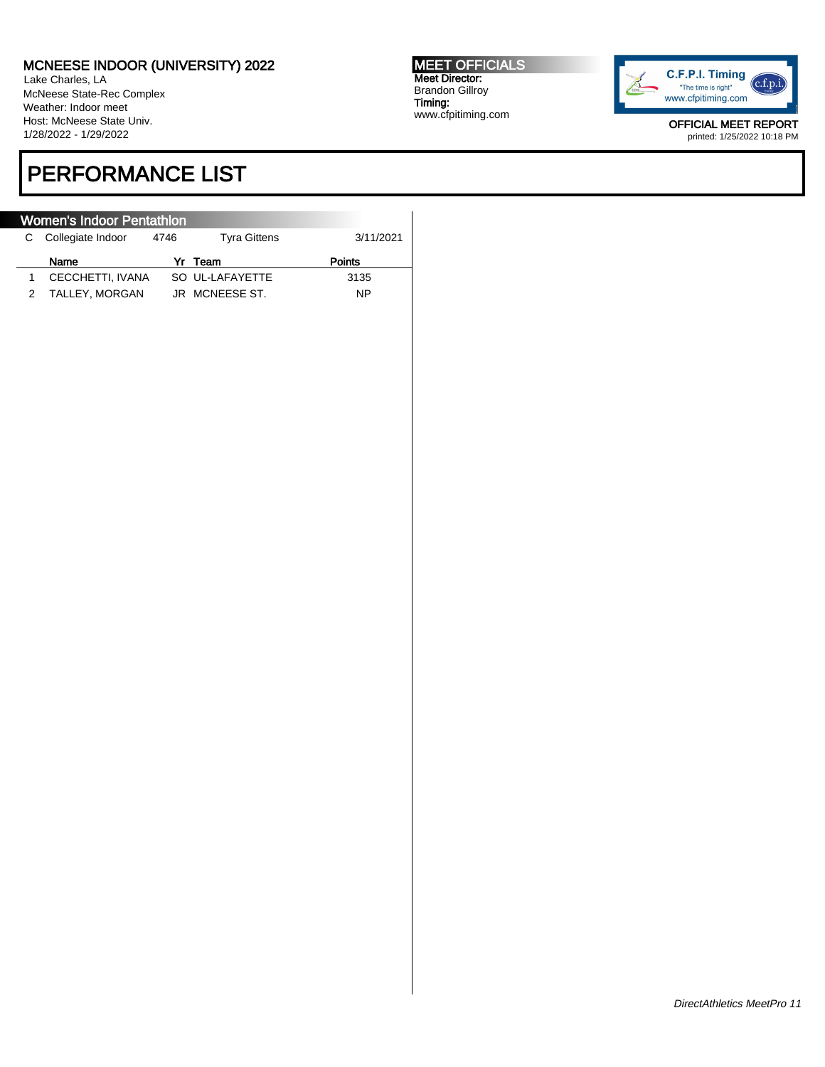MCNEESE INDOOR (UNIVERSITY) 2022
Lake Charles, LA
McNeese State-Rec Complex
Weather: Indoor meet
Host: McNeese State Univ.
1/28/2022 - 1/29/2022

MEET OFFICIALS
Meet Director:
Brandon Gillroy
Timing:
www.cfpitiming.com

C.F.P.I. Timing
"The time is right"
www.cfpitiming.com

OFFICIAL MEET REPORT
printed: 1/25/2022 10:18 PM

# PERFORMANCE LIST

## Women's Indoor Pentathlon

C Collegiate Indoor 4746 Tyra Gittens 3/11/2021

| | Name | Yr | Team | Points |
|---|---|---|---|---|
| 1 | CECCHETTI, IVANA | SO | UL-LAFAYETTE | 3135 |
| 2 | TALLEY, MORGAN | JR | MCNEESE ST. | NP |

*DirectAthletics MeetPro 11*